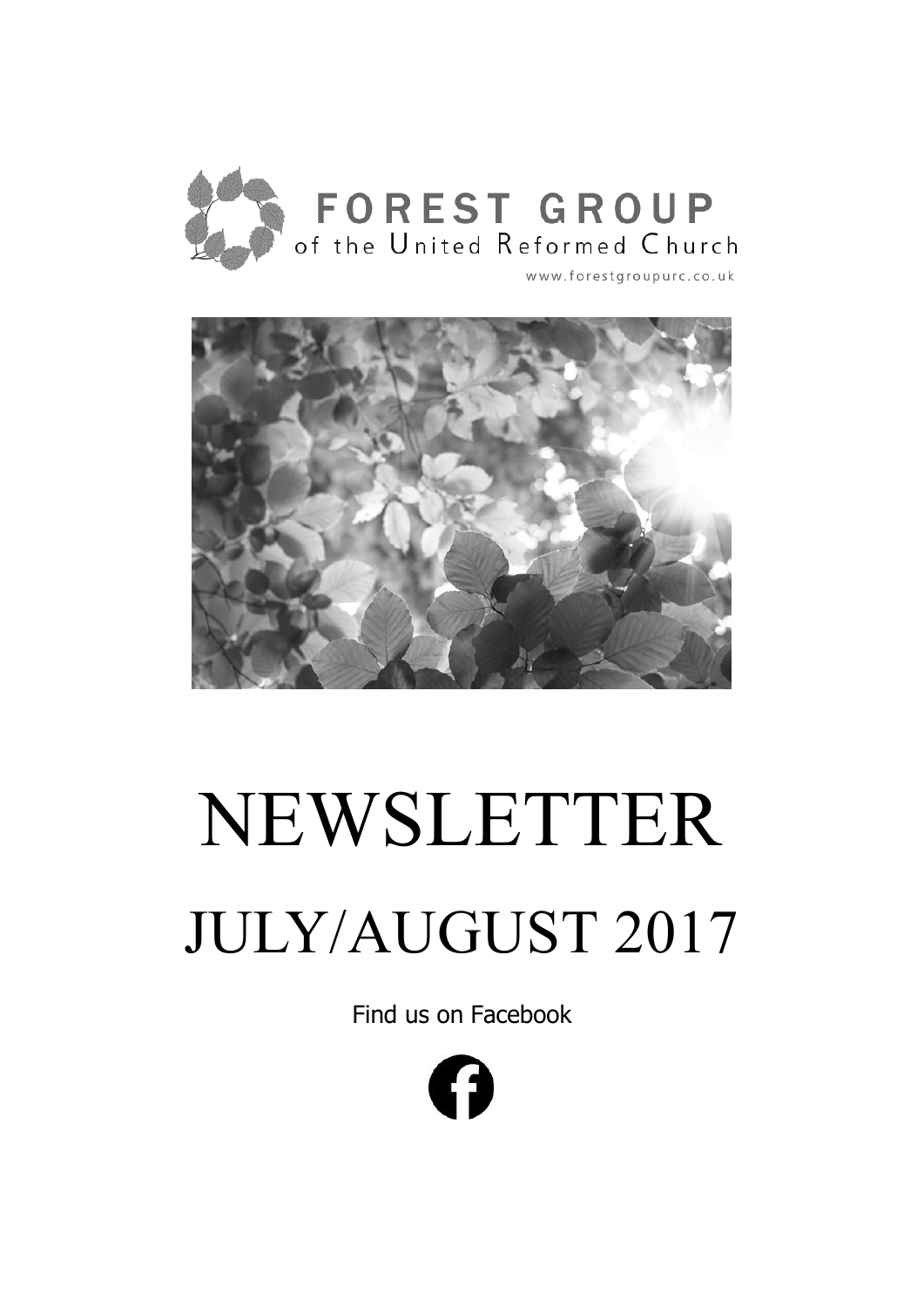# FOREST GROUP
of the United Reformed Church

www.forestgroupurc.co.uk

# NEWSLETTER

## JULY/AUGUST 2017

Find us on Facebook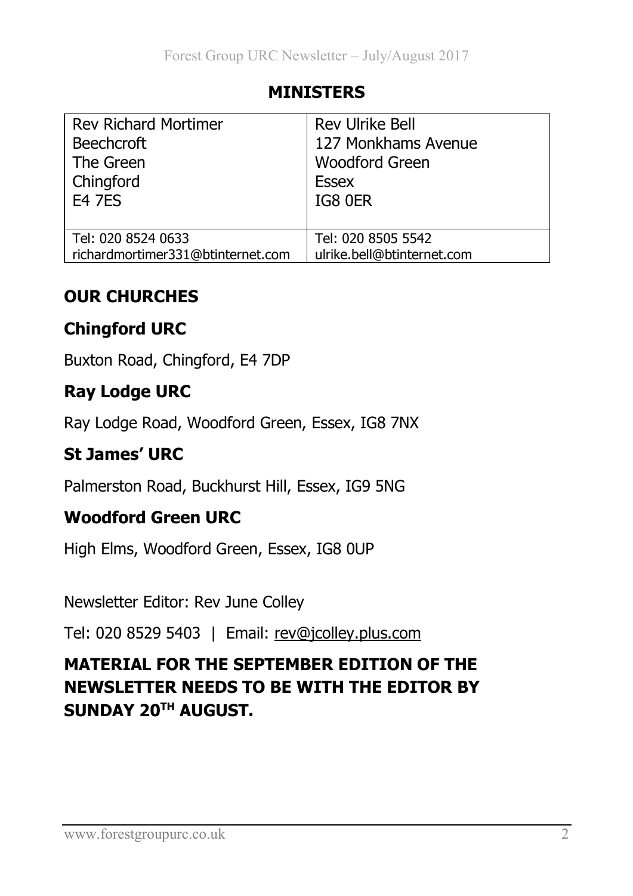## MINISTERS

| Rev Richard Mortimer<br>Beechcroft<br>The Green<br>Chingford<br>E4 7ES | Rev Ulrike Bell<br>127 Monkhams Avenue<br>Woodford Green<br>Essex<br>IG8 0ER |
| --- | --- |
| Tel: 020 8524 0633<br>richardmortimer331@btinternet.com | Tel: 020 8505 5542<br>ulrike.bell@btinternet.com |

## OUR CHURCHES

### Chingford URC

Buxton Road, Chingford, E4 7DP

### Ray Lodge URC

Ray Lodge Road, Woodford Green, Essex, IG8 7NX

### St James' URC

Palmerston Road, Buckhurst Hill, Essex, IG9 5NG

### Woodford Green URC

High Elms, Woodford Green, Essex, IG8 0UP

Newsletter Editor: Rev June Colley

Tel: 020 8529 5403 | Email: rev@jcolley.plus.com

**MATERIAL FOR THE SEPTEMBER EDITION OF THE NEWSLETTER NEEDS TO BE WITH THE EDITOR BY SUNDAY 20TH AUGUST.**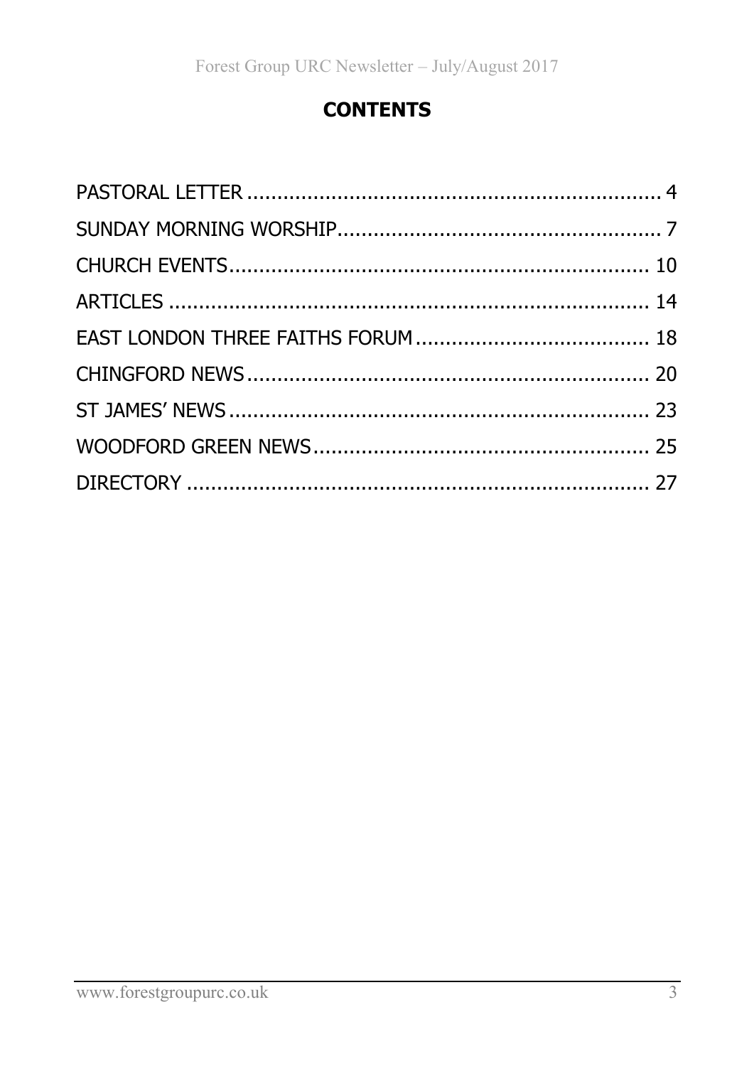# CONTENTS

PASTORAL LETTER ..................................................................... 4

SUNDAY MORNING WORSHIP...................................................... 7

CHURCH EVENTS...................................................................... 10

ARTICLES ................................................................................ 14

EAST LONDON THREE FAITHS FORUM....................................... 18

CHINGFORD NEWS................................................................... 20

ST JAMES' NEWS...................................................................... 23

WOODFORD GREEN NEWS........................................................ 25

DIRECTORY ............................................................................ 27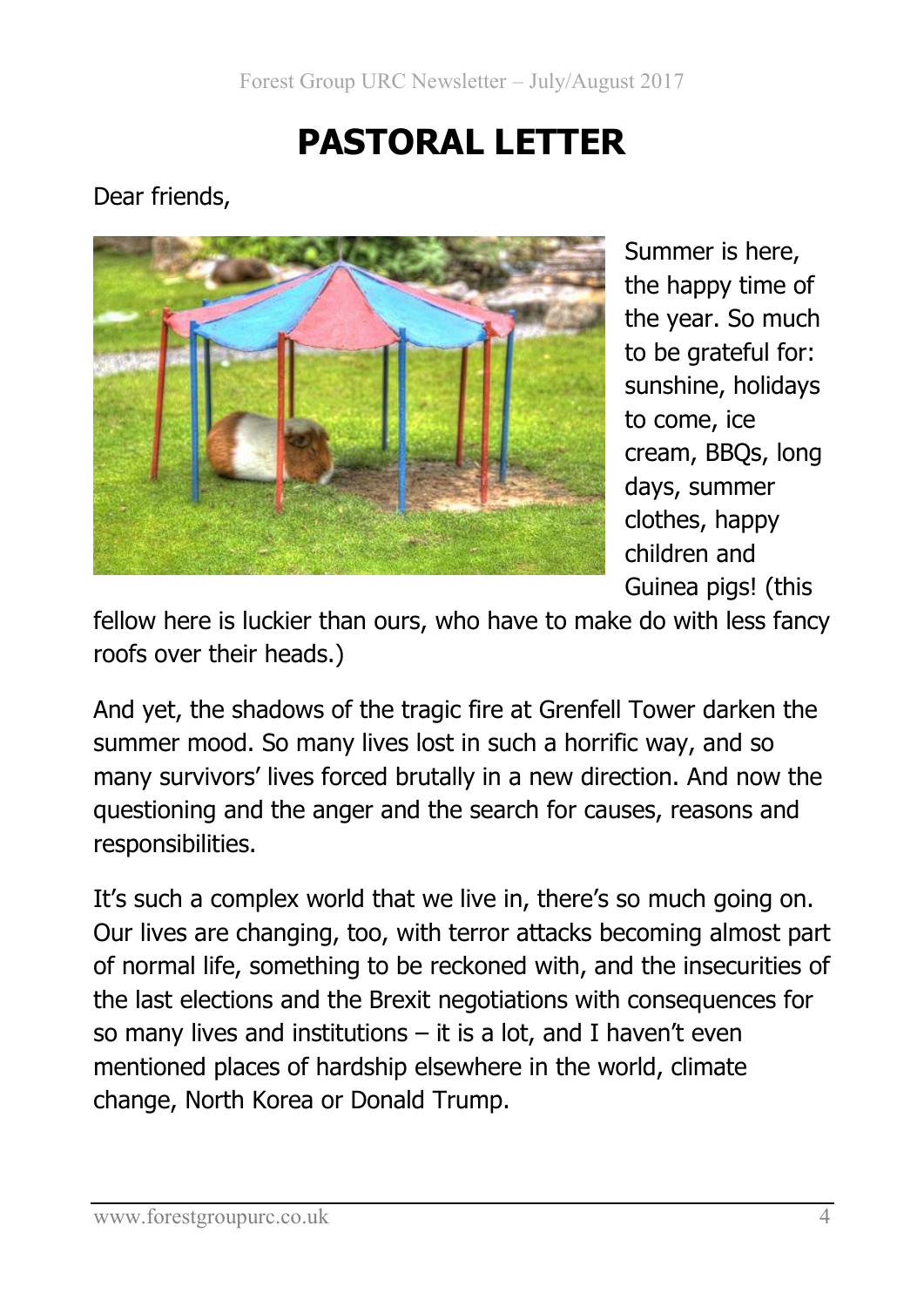# PASTORAL LETTER

Dear friends,

Summer is here, the happy time of the year. So much to be grateful for: sunshine, holidays to come, ice cream, BBQs, long days, summer clothes, happy children and Guinea pigs! (this fellow here is luckier than ours, who have to make do with less fancy roofs over their heads.)

And yet, the shadows of the tragic fire at Grenfell Tower darken the summer mood. So many lives lost in such a horrific way, and so many survivors' lives forced brutally in a new direction. And now the questioning and the anger and the search for causes, reasons and responsibilities.

It's such a complex world that we live in, there's so much going on. Our lives are changing, too, with terror attacks becoming almost part of normal life, something to be reckoned with, and the insecurities of the last elections and the Brexit negotiations with consequences for so many lives and institutions – it is a lot, and I haven't even mentioned places of hardship elsewhere in the world, climate change, North Korea or Donald Trump.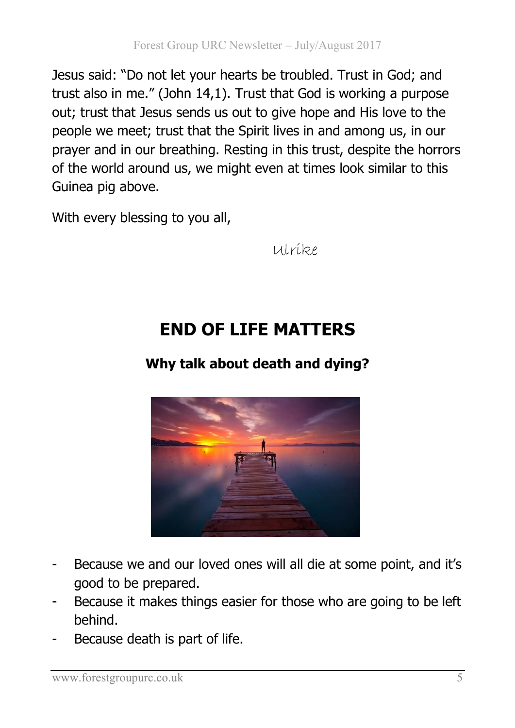Jesus said: "Do not let your hearts be troubled. Trust in God; and trust also in me." (John 14,1). Trust that God is working a purpose out; trust that Jesus sends us out to give hope and His love to the people we meet; trust that the Spirit lives in and among us, in our prayer and in our breathing. Resting in this trust, despite the horrors of the world around us, we might even at times look similar to this Guinea pig above.

With every blessing to you all,

Ulrike

# END OF LIFE MATTERS

## Why talk about death and dying?

- Because we and our loved ones will all die at some point, and it's good to be prepared.
- Because it makes things easier for those who are going to be left behind.
- Because death is part of life.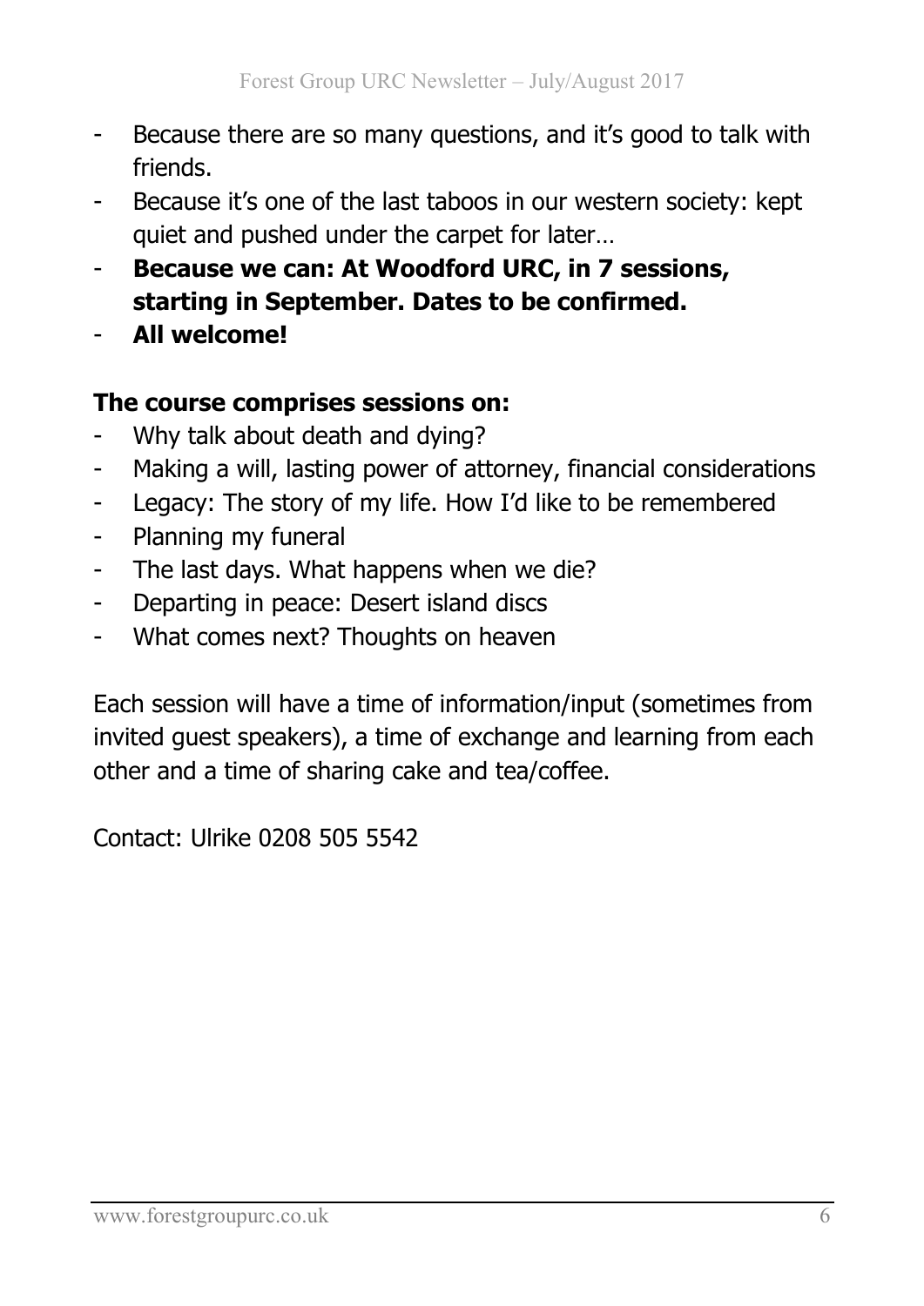- Because there are so many questions, and it's good to talk with friends.
- Because it's one of the last taboos in our western society: kept quiet and pushed under the carpet for later…
- **Because we can: At Woodford URC, in 7 sessions, starting in September. Dates to be confirmed.**
- **All welcome!**

**The course comprises sessions on:**

- Why talk about death and dying?
- Making a will, lasting power of attorney, financial considerations
- Legacy: The story of my life. How I'd like to be remembered
- Planning my funeral
- The last days. What happens when we die?
- Departing in peace: Desert island discs
- What comes next? Thoughts on heaven

Each session will have a time of information/input (sometimes from invited guest speakers), a time of exchange and learning from each other and a time of sharing cake and tea/coffee.

Contact: Ulrike 0208 505 5542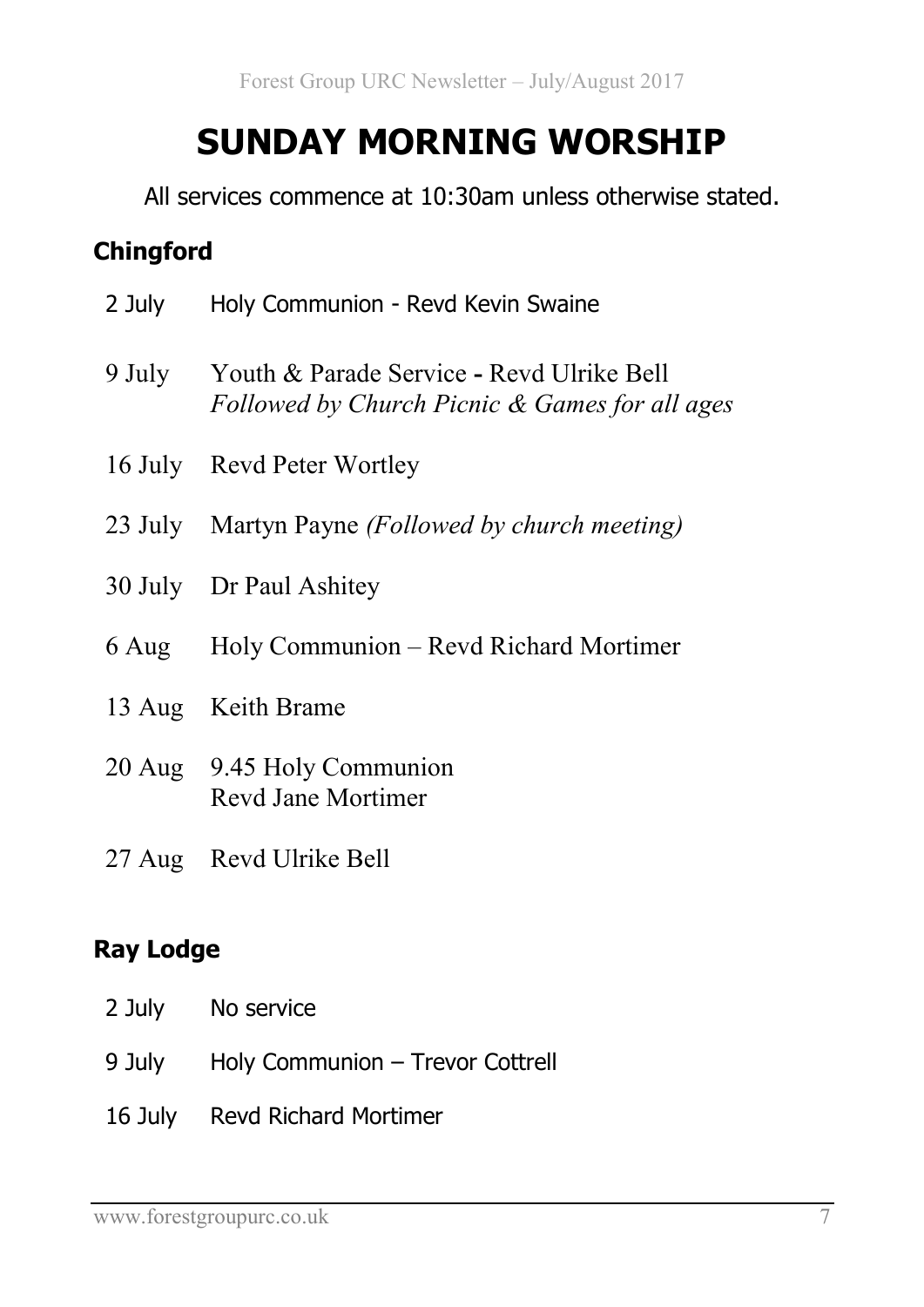# SUNDAY MORNING WORSHIP

All services commence at 10:30am unless otherwise stated.

### Chingford

| | |
|---|---|
| 2 July | Holy Communion - Revd Kevin Swaine |
| 9 July | Youth & Parade Service - Revd Ulrike Bell<br>*Followed by Church Picnic & Games for all ages* |
| 16 July | Revd Peter Wortley |
| 23 July | Martyn Payne *(Followed by church meeting)* |
| 30 July | Dr Paul Ashitey |
| 6 Aug | Holy Communion – Revd Richard Mortimer |
| 13 Aug | Keith Brame |
| 20 Aug | 9.45 Holy Communion<br>Revd Jane Mortimer |
| 27 Aug | Revd Ulrike Bell |

### Ray Lodge

| | |
|---|---|
| 2 July | No service |
| 9 July | Holy Communion – Trevor Cottrell |
| 16 July | Revd Richard Mortimer |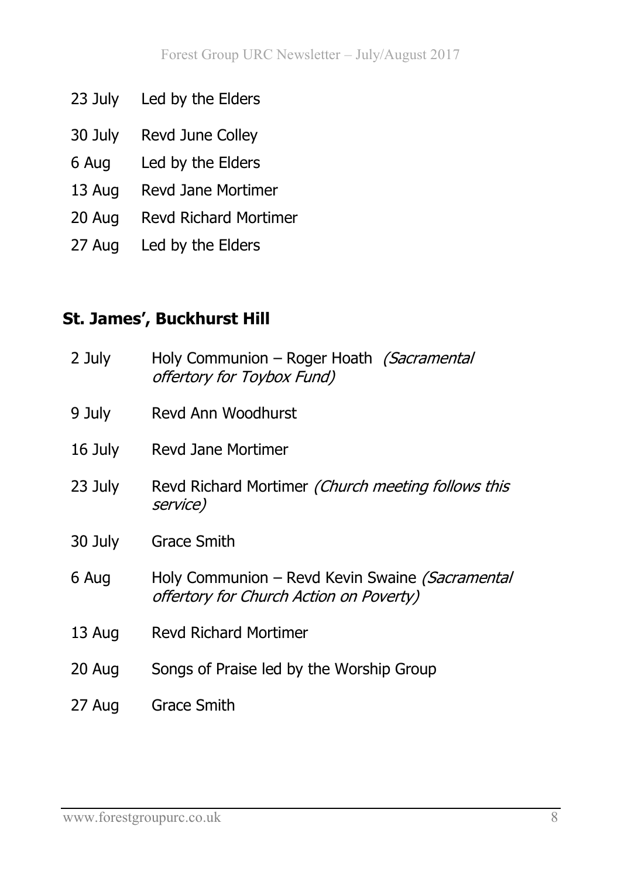23 July Led by the Elders

30 July Revd June Colley

6 Aug Led by the Elders

13 Aug Revd Jane Mortimer

20 Aug Revd Richard Mortimer

27 Aug Led by the Elders

## St. James', Buckhurst Hill

2 July Holy Communion – Roger Hoath *(Sacramental offertory for Toybox Fund)*

9 July Revd Ann Woodhurst

16 July Revd Jane Mortimer

23 July Revd Richard Mortimer *(Church meeting follows this service)*

30 July Grace Smith

6 Aug Holy Communion – Revd Kevin Swaine *(Sacramental offertory for Church Action on Poverty)*

13 Aug Revd Richard Mortimer

20 Aug Songs of Praise led by the Worship Group

27 Aug Grace Smith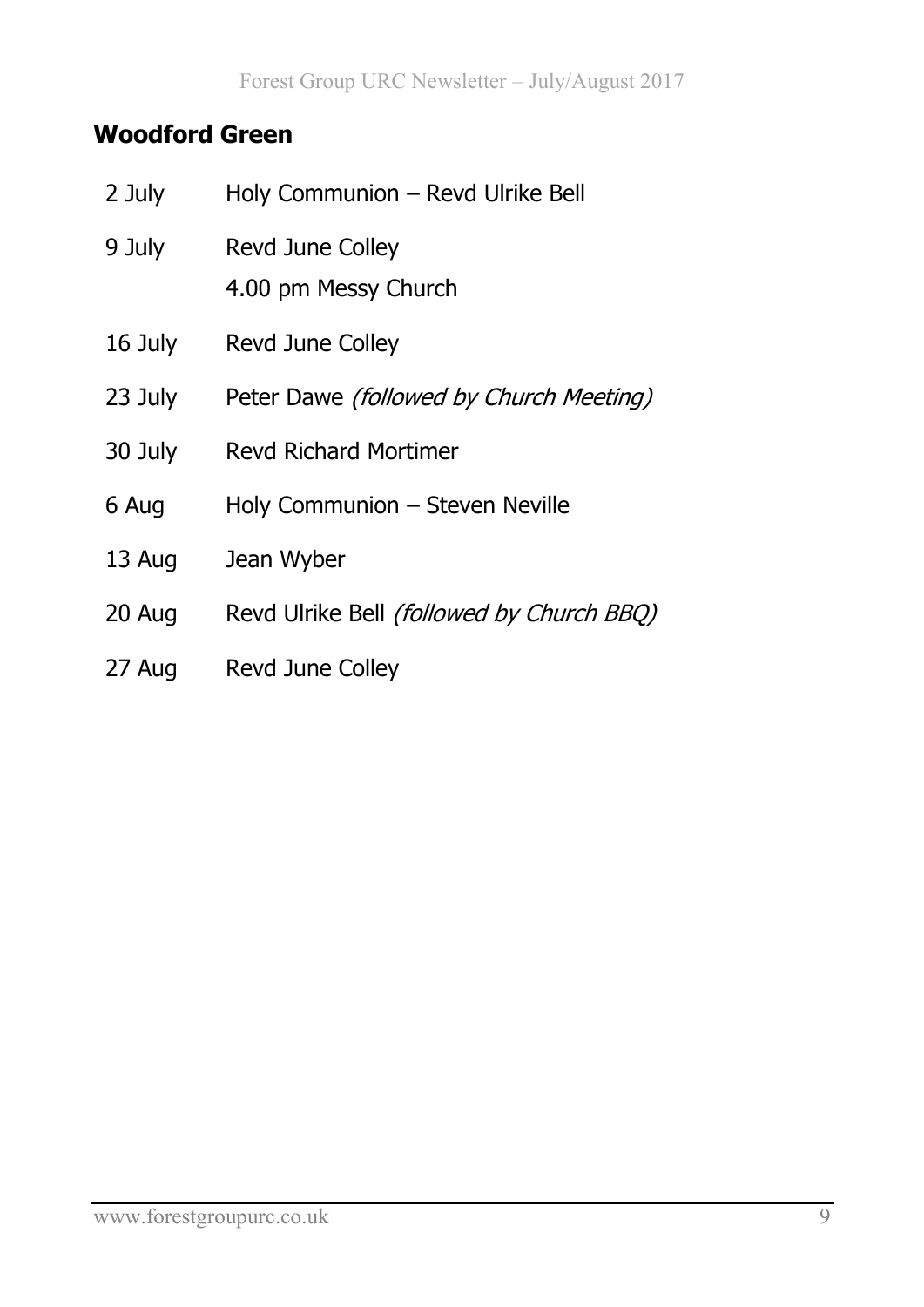## Woodford Green

| | |
|---|---|
| 2 July | Holy Communion – Revd Ulrike Bell |
| 9 July | Revd June Colley<br>4.00 pm Messy Church |
| 16 July | Revd June Colley |
| 23 July | Peter Dawe *(followed by Church Meeting)* |
| 30 July | Revd Richard Mortimer |
| 6 Aug | Holy Communion – Steven Neville |
| 13 Aug | Jean Wyber |
| 20 Aug | Revd Ulrike Bell *(followed by Church BBQ)* |
| 27 Aug | Revd June Colley |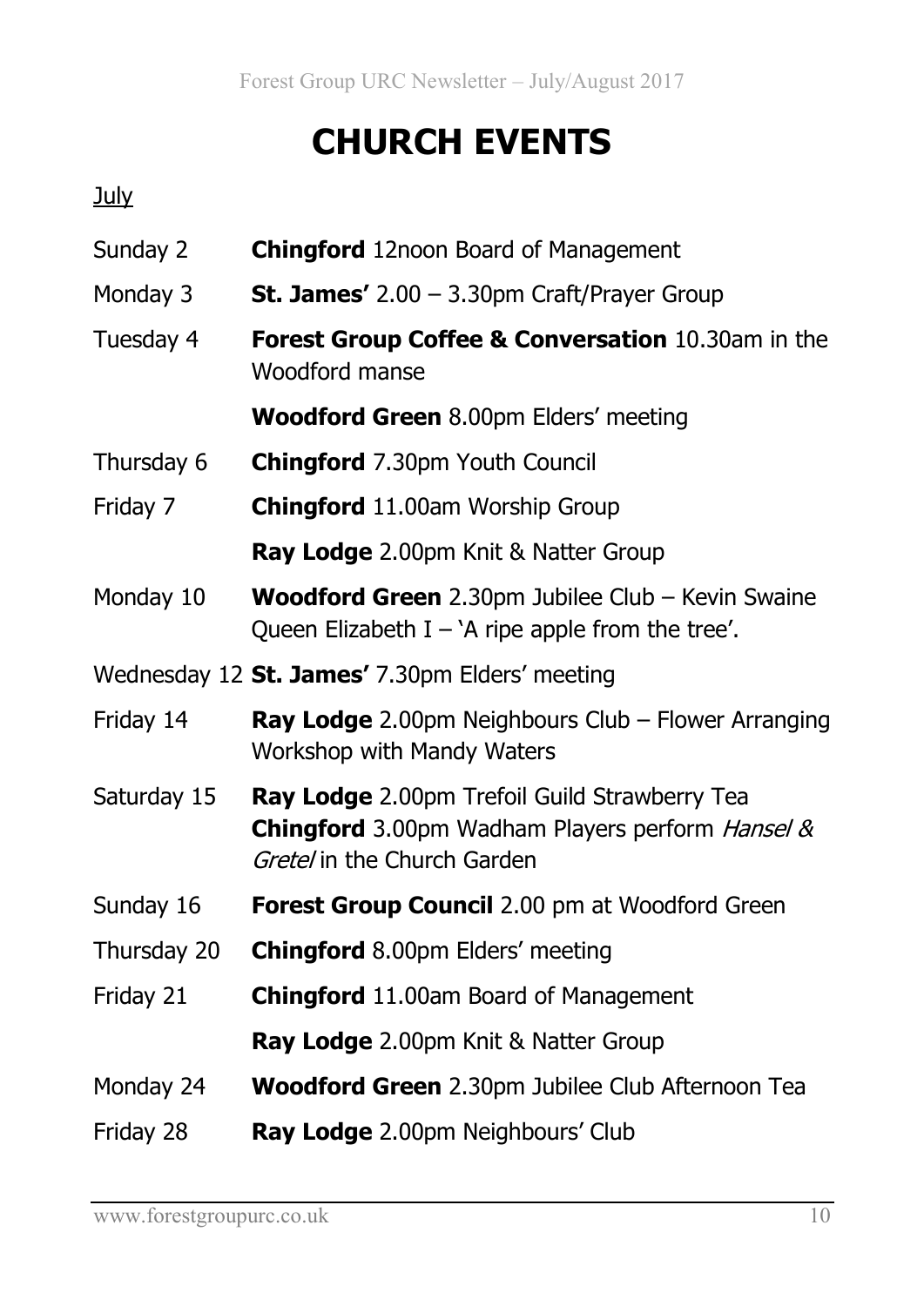# CHURCH EVENTS

July

| | |
|---|---|
| Sunday 2 | **Chingford** 12noon Board of Management |
| Monday 3 | **St. James'** 2.00 – 3.30pm Craft/Prayer Group |
| Tuesday 4 | **Forest Group Coffee & Conversation** 10.30am in the Woodford manse |
| | **Woodford Green** 8.00pm Elders' meeting |
| Thursday 6 | **Chingford** 7.30pm Youth Council |
| Friday 7 | **Chingford** 11.00am Worship Group |
| | **Ray Lodge** 2.00pm Knit & Natter Group |
| Monday 10 | **Woodford Green** 2.30pm Jubilee Club – Kevin Swaine Queen Elizabeth I – 'A ripe apple from the tree'. |
| Wednesday 12 | **St. James'** 7.30pm Elders' meeting |
| Friday 14 | **Ray Lodge** 2.00pm Neighbours Club – Flower Arranging Workshop with Mandy Waters |
| Saturday 15 | **Ray Lodge** 2.00pm Trefoil Guild Strawberry Tea **Chingford** 3.00pm Wadham Players perform *Hansel & Gretel* in the Church Garden |
| Sunday 16 | **Forest Group Council** 2.00 pm at Woodford Green |
| Thursday 20 | **Chingford** 8.00pm Elders' meeting |
| Friday 21 | **Chingford** 11.00am Board of Management |
| | **Ray Lodge** 2.00pm Knit & Natter Group |
| Monday 24 | **Woodford Green** 2.30pm Jubilee Club Afternoon Tea |
| Friday 28 | **Ray Lodge** 2.00pm Neighbours' Club |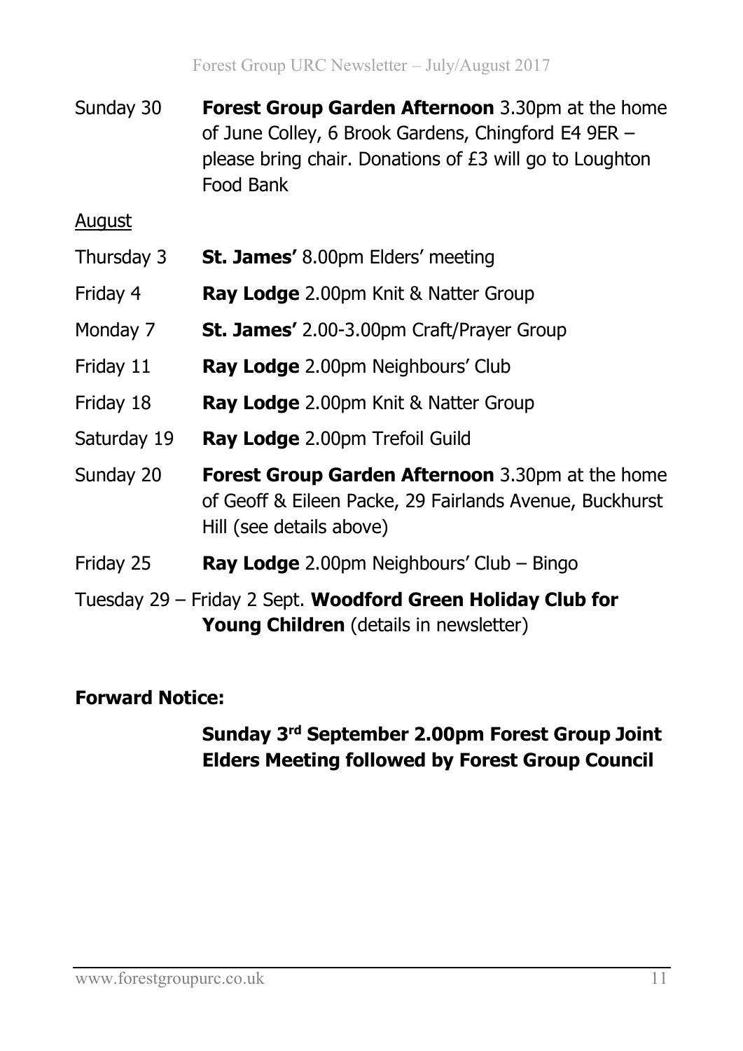Sunday 30 **Forest Group Garden Afternoon** 3.30pm at the home of June Colley, 6 Brook Gardens, Chingford E4 9ER – please bring chair. Donations of £3 will go to Loughton Food Bank

<u>August</u>

Thursday 3 **St. James'** 8.00pm Elders' meeting

Friday 4 **Ray Lodge** 2.00pm Knit & Natter Group

Monday 7 **St. James'** 2.00-3.00pm Craft/Prayer Group

Friday 11 **Ray Lodge** 2.00pm Neighbours' Club

Friday 18 **Ray Lodge** 2.00pm Knit & Natter Group

Saturday 19 **Ray Lodge** 2.00pm Trefoil Guild

Sunday 20 **Forest Group Garden Afternoon** 3.30pm at the home of Geoff & Eileen Packe, 29 Fairlands Avenue, Buckhurst Hill (see details above)

Friday 25 **Ray Lodge** 2.00pm Neighbours' Club – Bingo

Tuesday 29 – Friday 2 Sept. **Woodford Green Holiday Club for Young Children** (details in newsletter)

**Forward Notice:**

**Sunday 3rd September 2.00pm Forest Group Joint Elders Meeting followed by Forest Group Council**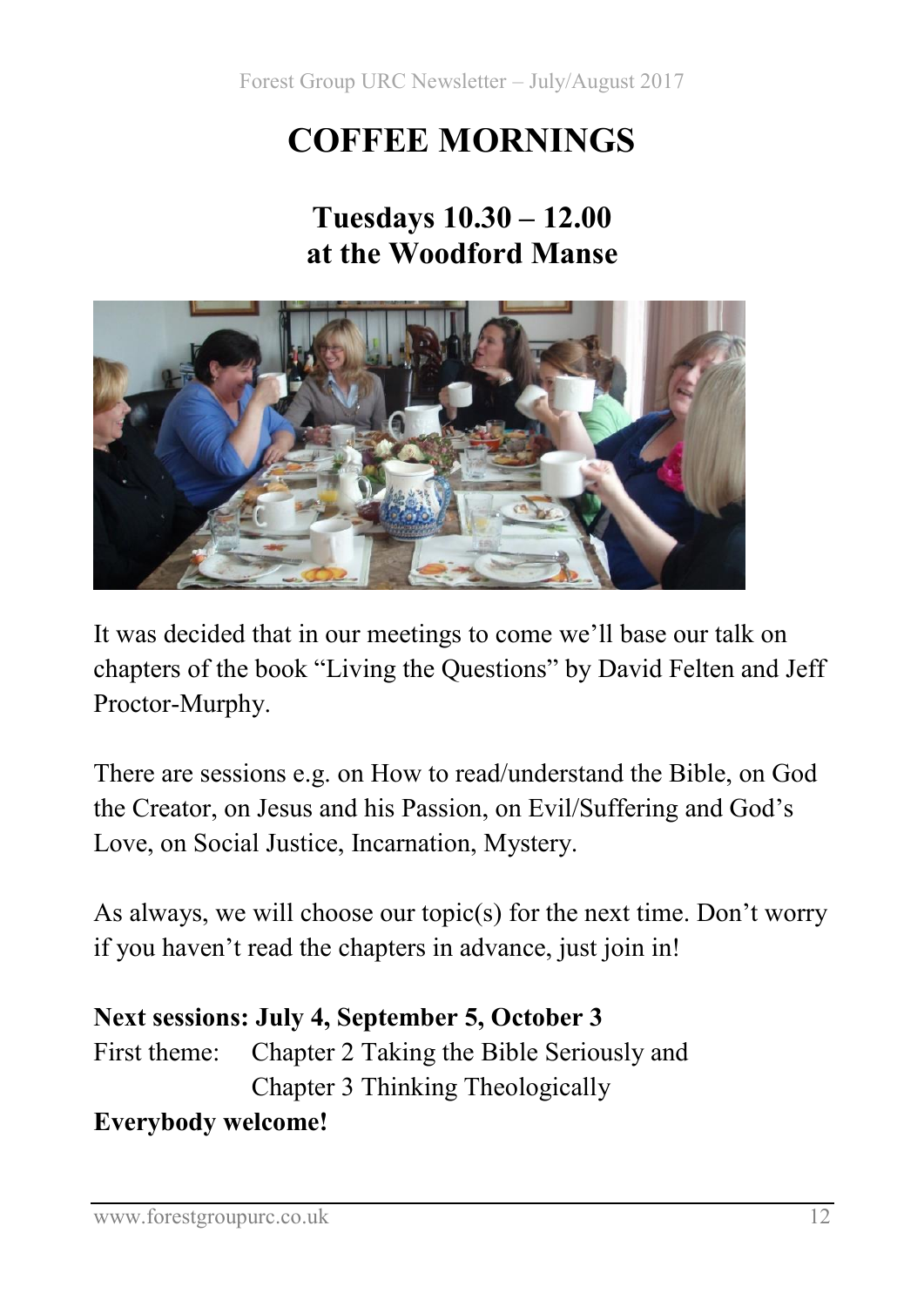# COFFEE MORNINGS

## Tuesdays 10.30 – 12.00
## at the Woodford Manse

It was decided that in our meetings to come we'll base our talk on chapters of the book "Living the Questions" by David Felten and Jeff Proctor-Murphy.

There are sessions e.g. on How to read/understand the Bible, on God the Creator, on Jesus and his Passion, on Evil/Suffering and God's Love, on Social Justice, Incarnation, Mystery.

As always, we will choose our topic(s) for the next time. Don't worry if you haven't read the chapters in advance, just join in!

**Next sessions: July 4, September 5, October 3**
First theme: Chapter 2 Taking the Bible Seriously and
Chapter 3 Thinking Theologically

**Everybody welcome!**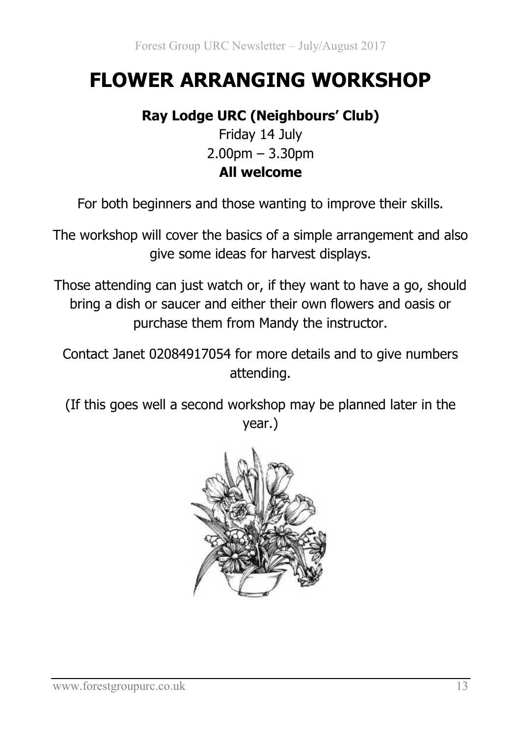# FLOWER ARRANGING WORKSHOP

**Ray Lodge URC (Neighbours' Club)**

Friday 14 July

2.00pm – 3.30pm

**All welcome**

For both beginners and those wanting to improve their skills.

The workshop will cover the basics of a simple arrangement and also give some ideas for harvest displays.

Those attending can just watch or, if they want to have a go, should bring a dish or saucer and either their own flowers and oasis or purchase them from Mandy the instructor.

Contact Janet 02084917054 for more details and to give numbers attending.

(If this goes well a second workshop may be planned later in the year.)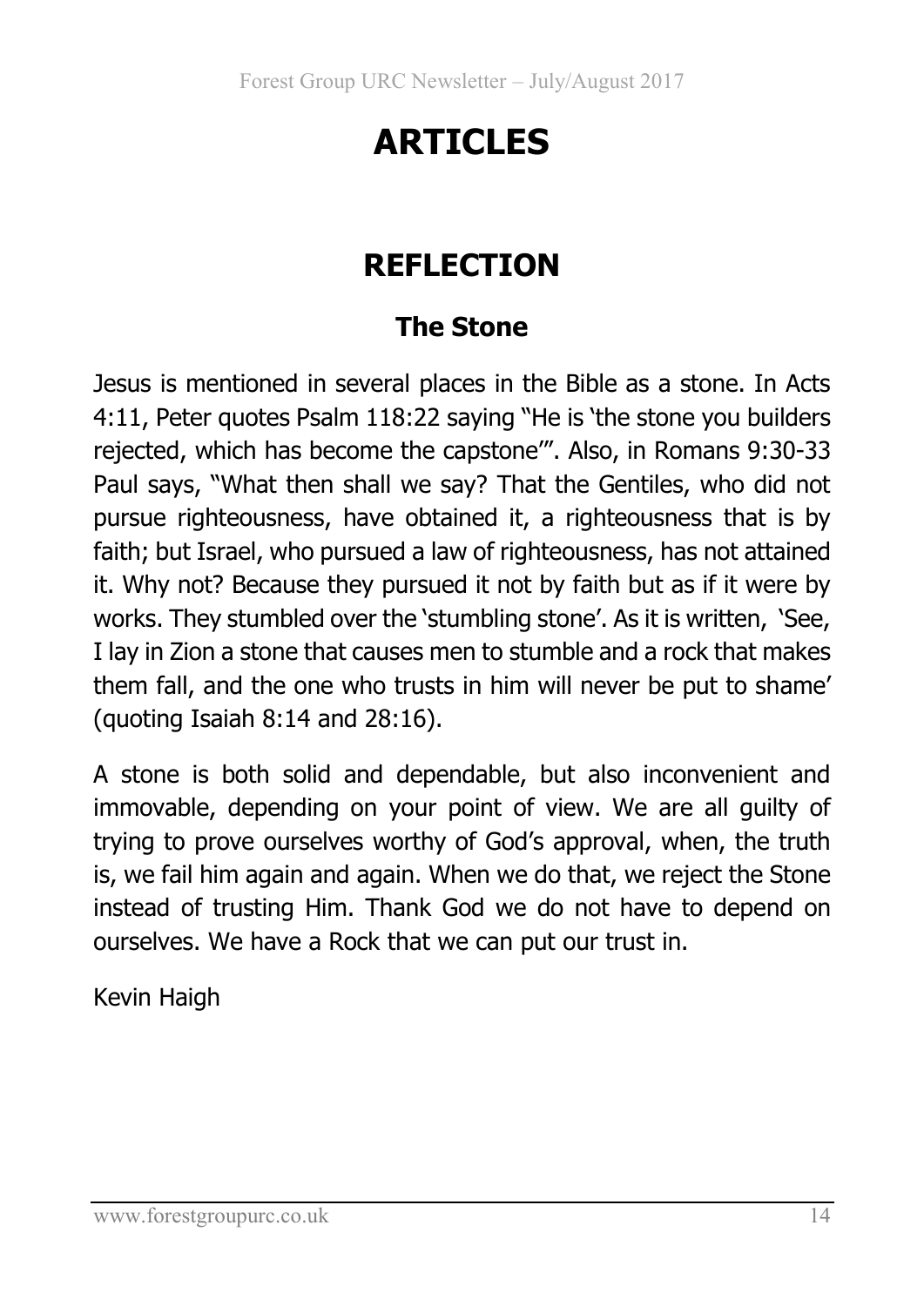# ARTICLES

## REFLECTION

### The Stone

Jesus is mentioned in several places in the Bible as a stone. In Acts 4:11, Peter quotes Psalm 118:22 saying "He is 'the stone you builders rejected, which has become the capstone'". Also, in Romans 9:30-33 Paul says, "What then shall we say? That the Gentiles, who did not pursue righteousness, have obtained it, a righteousness that is by faith; but Israel, who pursued a law of righteousness, has not attained it. Why not? Because they pursued it not by faith but as if it were by works. They stumbled over the 'stumbling stone'. As it is written, 'See, I lay in Zion a stone that causes men to stumble and a rock that makes them fall, and the one who trusts in him will never be put to shame' (quoting Isaiah 8:14 and 28:16).

A stone is both solid and dependable, but also inconvenient and immovable, depending on your point of view. We are all guilty of trying to prove ourselves worthy of God's approval, when, the truth is, we fail him again and again. When we do that, we reject the Stone instead of trusting Him. Thank God we do not have to depend on ourselves. We have a Rock that we can put our trust in.

Kevin Haigh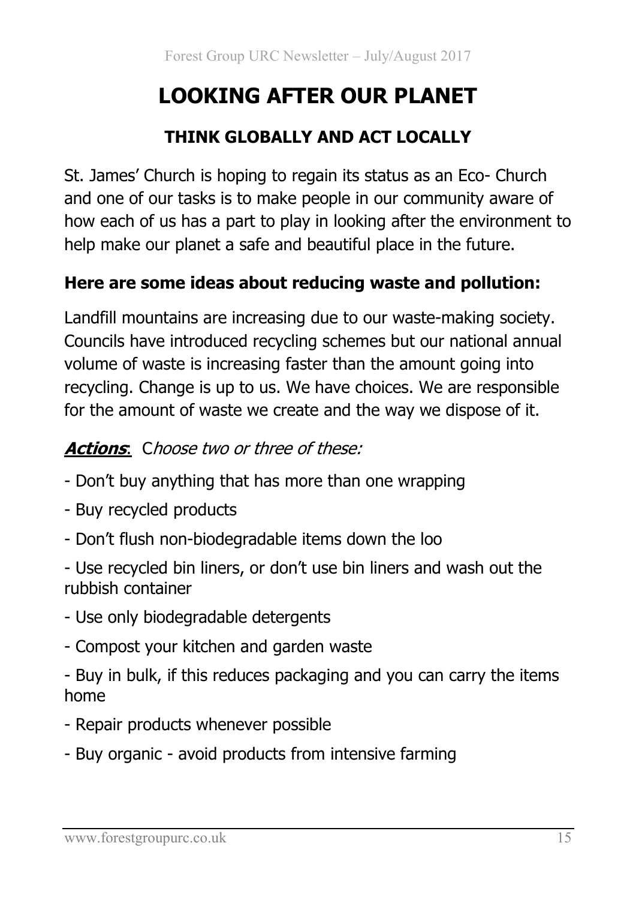# LOOKING AFTER OUR PLANET

## THINK GLOBALLY AND ACT LOCALLY

St. James' Church is hoping to regain its status as an Eco- Church and one of our tasks is to make people in our community aware of how each of us has a part to play in looking after the environment to help make our planet a safe and beautiful place in the future.

**Here are some ideas about reducing waste and pollution:**

Landfill mountains are increasing due to our waste-making society. Councils have introduced recycling schemes but our national annual volume of waste is increasing faster than the amount going into recycling. Change is up to us. We have choices. We are responsible for the amount of waste we create and the way we dispose of it.

***Actions***: *Choose two or three of these:*

- Don't buy anything that has more than one wrapping
- Buy recycled products
- Don't flush non-biodegradable items down the loo
- Use recycled bin liners, or don't use bin liners and wash out the rubbish container
- Use only biodegradable detergents
- Compost your kitchen and garden waste
- Buy in bulk, if this reduces packaging and you can carry the items home
- Repair products whenever possible
- Buy organic - avoid products from intensive farming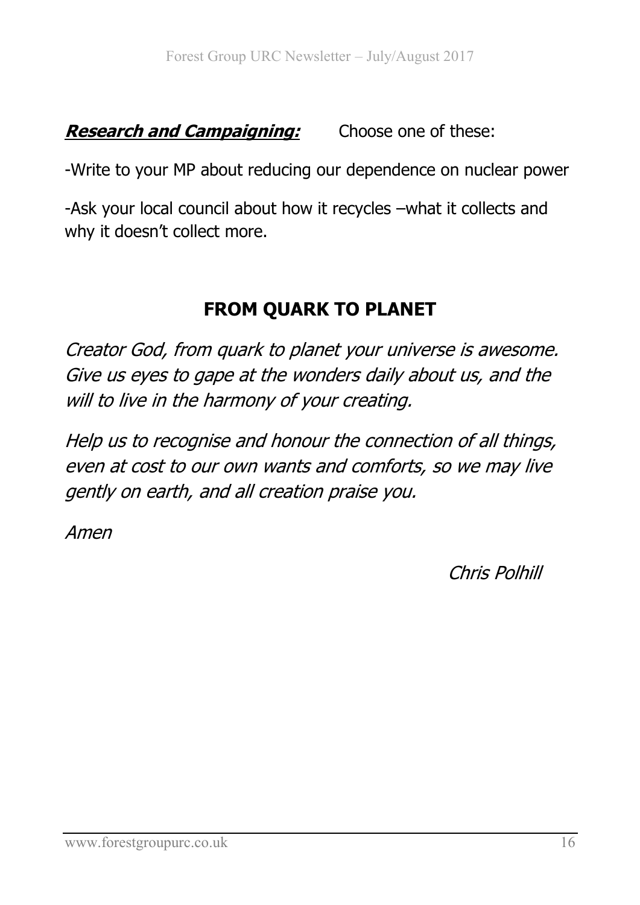***Research and Campaigning:*** Choose one of these:

-Write to your MP about reducing our dependence on nuclear power

-Ask your local council about how it recycles –what it collects and why it doesn't collect more.

## FROM QUARK TO PLANET

*Creator God, from quark to planet your universe is awesome. Give us eyes to gape at the wonders daily about us, and the will to live in the harmony of your creating.*

*Help us to recognise and honour the connection of all things, even at cost to our own wants and comforts, so we may live gently on earth, and all creation praise you.*

*Amen*

*Chris Polhill*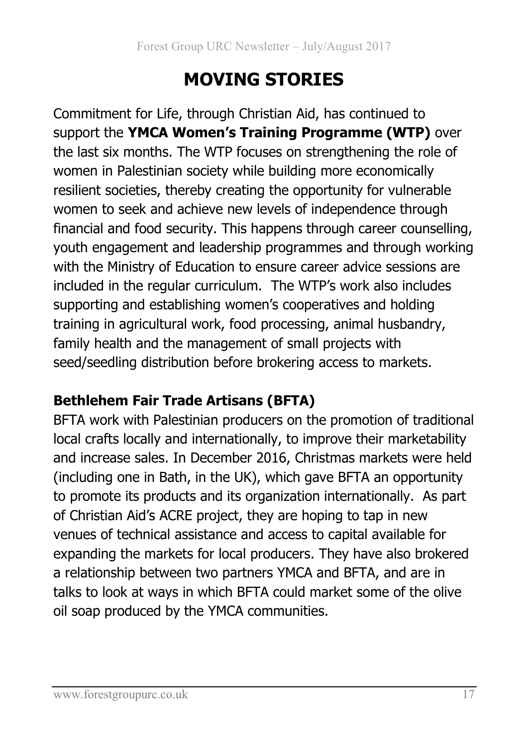# MOVING STORIES

Commitment for Life, through Christian Aid, has continued to support the **YMCA Women's Training Programme (WTP)** over the last six months. The WTP focuses on strengthening the role of women in Palestinian society while building more economically resilient societies, thereby creating the opportunity for vulnerable women to seek and achieve new levels of independence through financial and food security. This happens through career counselling, youth engagement and leadership programmes and through working with the Ministry of Education to ensure career advice sessions are included in the regular curriculum. The WTP's work also includes supporting and establishing women's cooperatives and holding training in agricultural work, food processing, animal husbandry, family health and the management of small projects with seed/seedling distribution before brokering access to markets.

**Bethlehem Fair Trade Artisans (BFTA)**

BFTA work with Palestinian producers on the promotion of traditional local crafts locally and internationally, to improve their marketability and increase sales. In December 2016, Christmas markets were held (including one in Bath, in the UK), which gave BFTA an opportunity to promote its products and its organization internationally. As part of Christian Aid's ACRE project, they are hoping to tap in new venues of technical assistance and access to capital available for expanding the markets for local producers. They have also brokered a relationship between two partners YMCA and BFTA, and are in talks to look at ways in which BFTA could market some of the olive oil soap produced by the YMCA communities.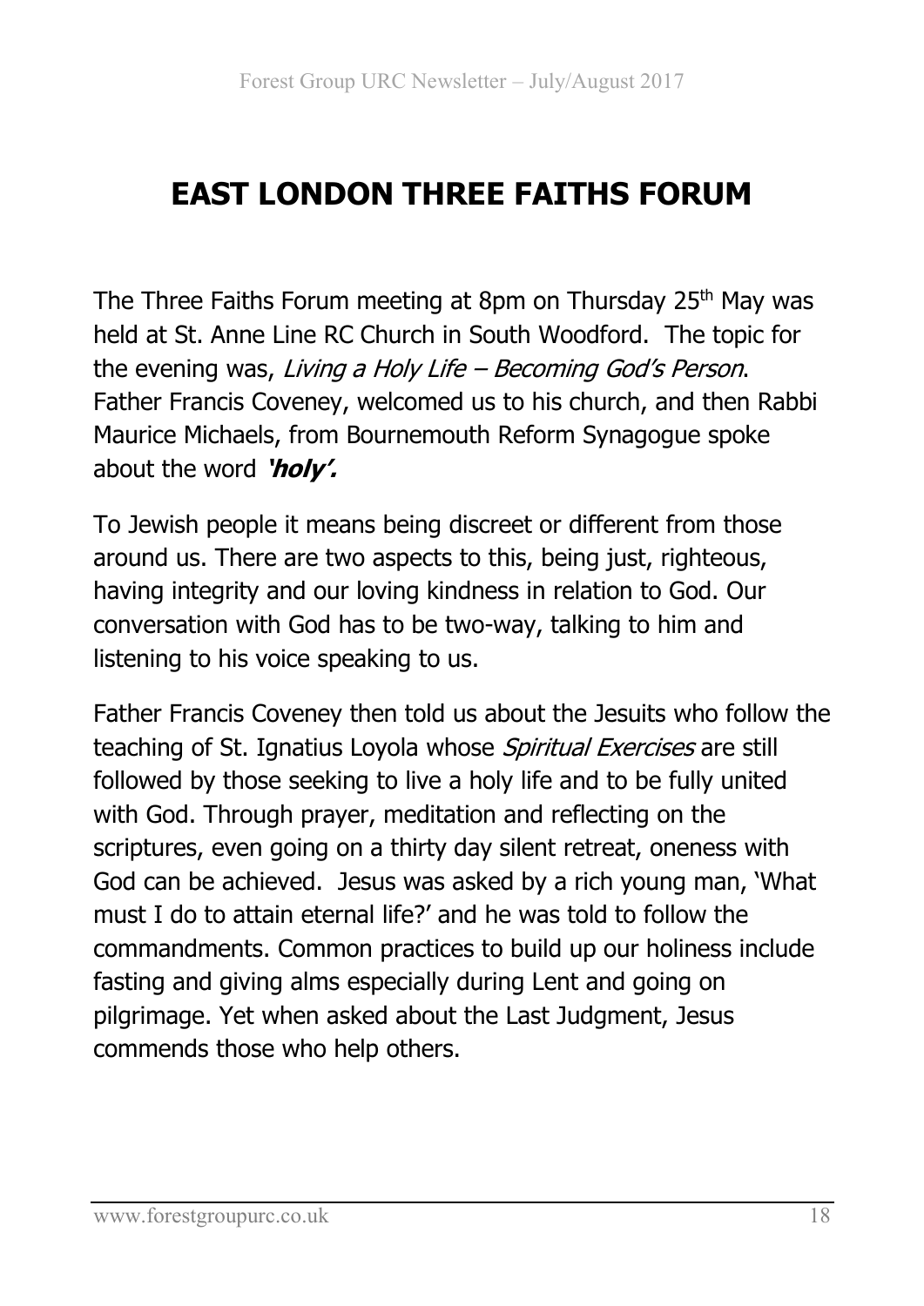# EAST LONDON THREE FAITHS FORUM

The Three Faiths Forum meeting at 8pm on Thursday 25th May was held at St. Anne Line RC Church in South Woodford. The topic for the evening was, *Living a Holy Life – Becoming God's Person*. Father Francis Coveney, welcomed us to his church, and then Rabbi Maurice Michaels, from Bournemouth Reform Synagogue spoke about the word ***'holy'.***

To Jewish people it means being discreet or different from those around us. There are two aspects to this, being just, righteous, having integrity and our loving kindness in relation to God. Our conversation with God has to be two-way, talking to him and listening to his voice speaking to us.

Father Francis Coveney then told us about the Jesuits who follow the teaching of St. Ignatius Loyola whose *Spiritual Exercises* are still followed by those seeking to live a holy life and to be fully united with God. Through prayer, meditation and reflecting on the scriptures, even going on a thirty day silent retreat, oneness with God can be achieved. Jesus was asked by a rich young man, 'What must I do to attain eternal life?' and he was told to follow the commandments. Common practices to build up our holiness include fasting and giving alms especially during Lent and going on pilgrimage. Yet when asked about the Last Judgment, Jesus commends those who help others.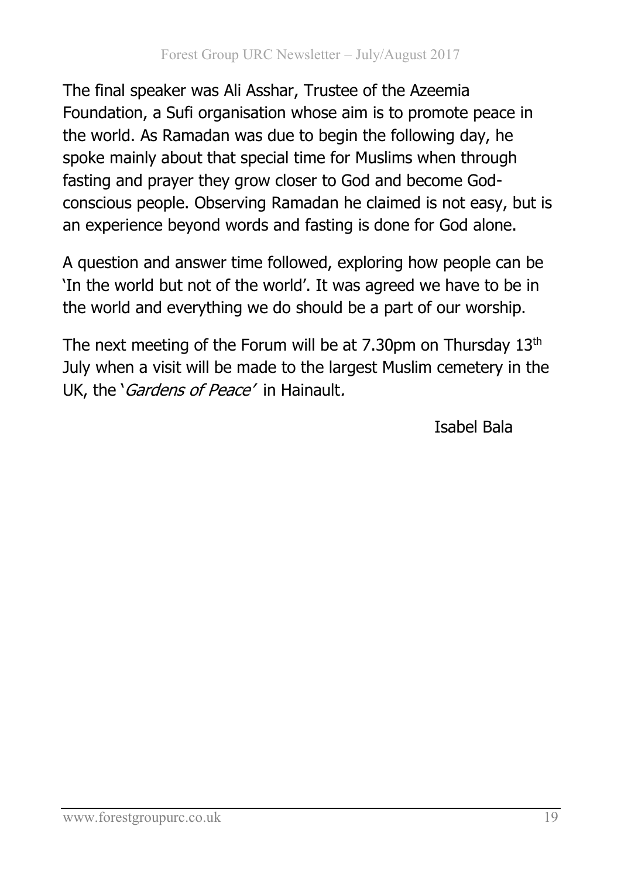The final speaker was Ali Asshar, Trustee of the Azeemia Foundation, a Sufi organisation whose aim is to promote peace in the world. As Ramadan was due to begin the following day, he spoke mainly about that special time for Muslims when through fasting and prayer they grow closer to God and become God-conscious people. Observing Ramadan he claimed is not easy, but is an experience beyond words and fasting is done for God alone.

A question and answer time followed, exploring how people can be 'In the world but not of the world'. It was agreed we have to be in the world and everything we do should be a part of our worship.

The next meeting of the Forum will be at 7.30pm on Thursday 13th July when a visit will be made to the largest Muslim cemetery in the UK, the '*Gardens of Peace*' in Hainault.

Isabel Bala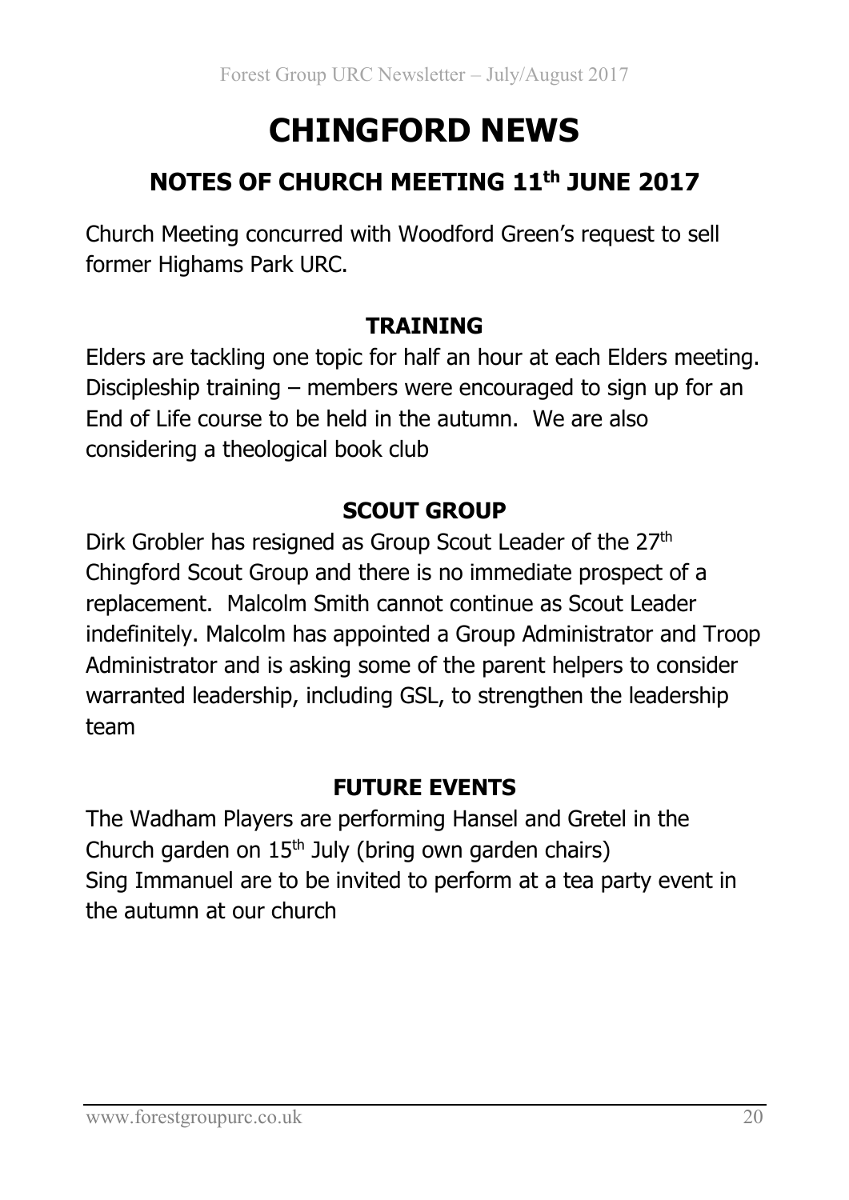# CHINGFORD NEWS

## NOTES OF CHURCH MEETING 11th JUNE 2017

Church Meeting concurred with Woodford Green's request to sell former Highams Park URC.

### TRAINING

Elders are tackling one topic for half an hour at each Elders meeting. Discipleship training – members were encouraged to sign up for an End of Life course to be held in the autumn. We are also considering a theological book club

### SCOUT GROUP

Dirk Grobler has resigned as Group Scout Leader of the 27th Chingford Scout Group and there is no immediate prospect of a replacement. Malcolm Smith cannot continue as Scout Leader indefinitely. Malcolm has appointed a Group Administrator and Troop Administrator and is asking some of the parent helpers to consider warranted leadership, including GSL, to strengthen the leadership team

### FUTURE EVENTS

The Wadham Players are performing Hansel and Gretel in the Church garden on 15th July (bring own garden chairs)
Sing Immanuel are to be invited to perform at a tea party event in the autumn at our church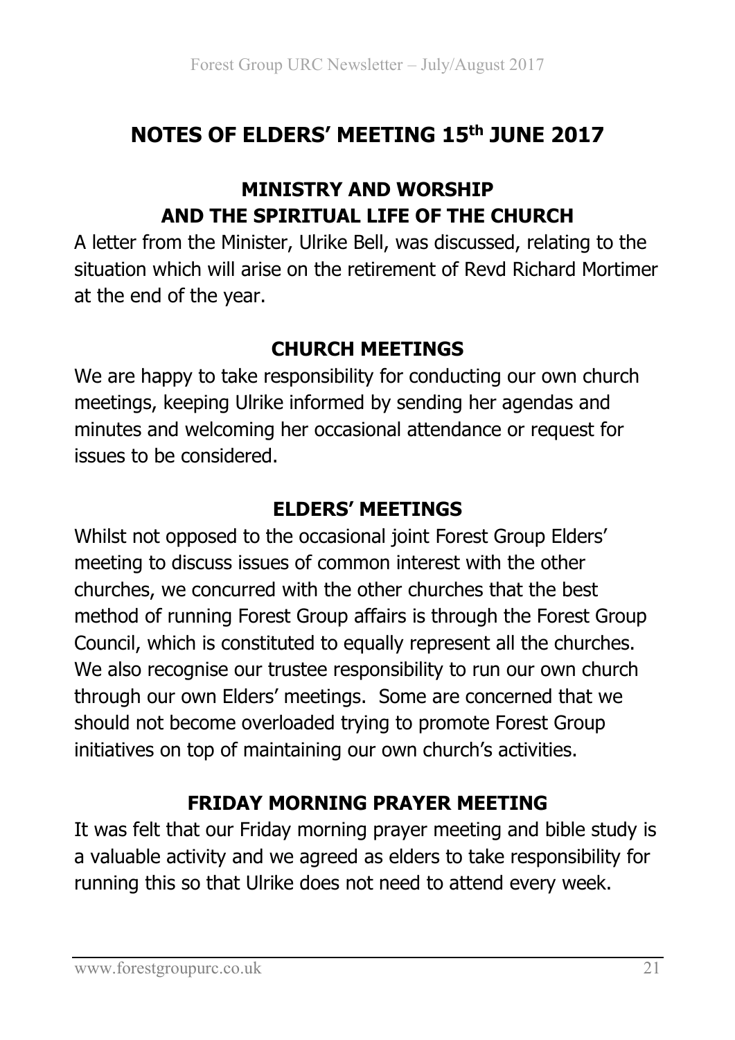# NOTES OF ELDERS' MEETING 15th JUNE 2017

## MINISTRY AND WORSHIP AND THE SPIRITUAL LIFE OF THE CHURCH

A letter from the Minister, Ulrike Bell, was discussed, relating to the situation which will arise on the retirement of Revd Richard Mortimer at the end of the year.

## CHURCH MEETINGS

We are happy to take responsibility for conducting our own church meetings, keeping Ulrike informed by sending her agendas and minutes and welcoming her occasional attendance or request for issues to be considered.

## ELDERS' MEETINGS

Whilst not opposed to the occasional joint Forest Group Elders' meeting to discuss issues of common interest with the other churches, we concurred with the other churches that the best method of running Forest Group affairs is through the Forest Group Council, which is constituted to equally represent all the churches. We also recognise our trustee responsibility to run our own church through our own Elders' meetings. Some are concerned that we should not become overloaded trying to promote Forest Group initiatives on top of maintaining our own church's activities.

## FRIDAY MORNING PRAYER MEETING

It was felt that our Friday morning prayer meeting and bible study is a valuable activity and we agreed as elders to take responsibility for running this so that Ulrike does not need to attend every week.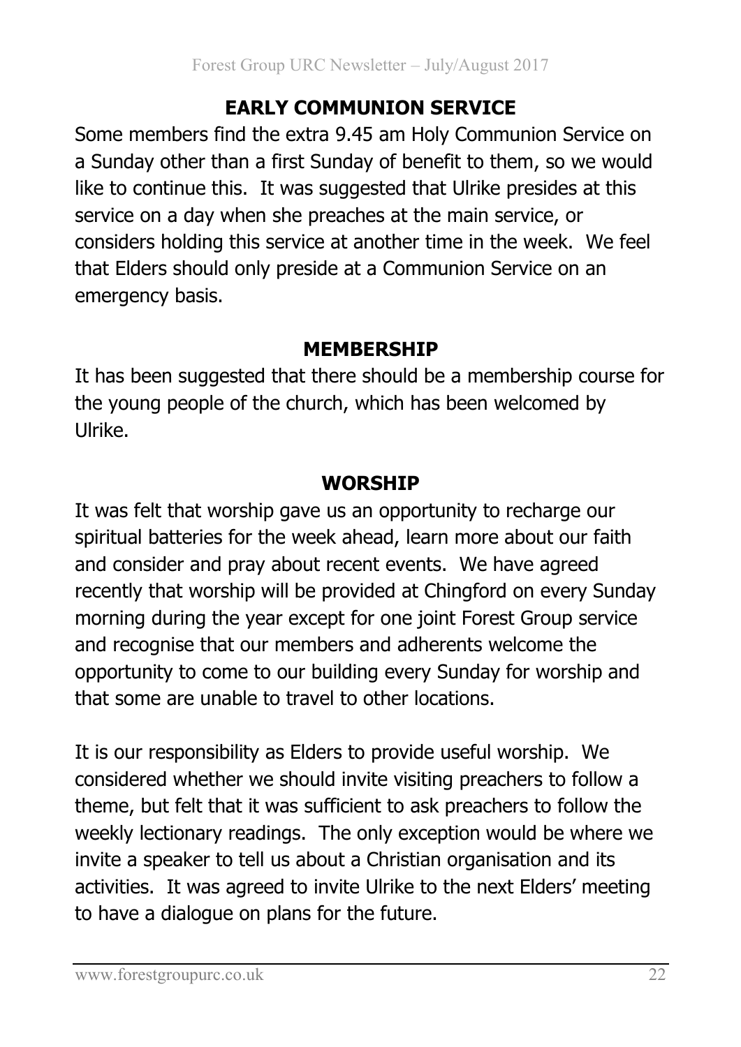## EARLY COMMUNION SERVICE

Some members find the extra 9.45 am Holy Communion Service on a Sunday other than a first Sunday of benefit to them, so we would like to continue this. It was suggested that Ulrike presides at this service on a day when she preaches at the main service, or considers holding this service at another time in the week. We feel that Elders should only preside at a Communion Service on an emergency basis.

## MEMBERSHIP

It has been suggested that there should be a membership course for the young people of the church, which has been welcomed by Ulrike.

## WORSHIP

It was felt that worship gave us an opportunity to recharge our spiritual batteries for the week ahead, learn more about our faith and consider and pray about recent events. We have agreed recently that worship will be provided at Chingford on every Sunday morning during the year except for one joint Forest Group service and recognise that our members and adherents welcome the opportunity to come to our building every Sunday for worship and that some are unable to travel to other locations.

It is our responsibility as Elders to provide useful worship. We considered whether we should invite visiting preachers to follow a theme, but felt that it was sufficient to ask preachers to follow the weekly lectionary readings. The only exception would be where we invite a speaker to tell us about a Christian organisation and its activities. It was agreed to invite Ulrike to the next Elders' meeting to have a dialogue on plans for the future.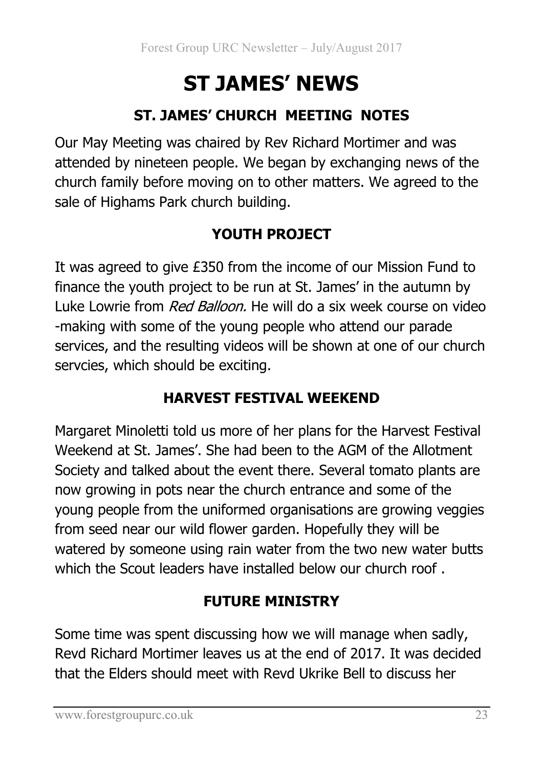# ST JAMES' NEWS

## ST. JAMES' CHURCH MEETING NOTES

Our May Meeting was chaired by Rev Richard Mortimer and was attended by nineteen people. We began by exchanging news of the church family before moving on to other matters. We agreed to the sale of Highams Park church building.

## YOUTH PROJECT

It was agreed to give £350 from the income of our Mission Fund to finance the youth project to be run at St. James' in the autumn by Luke Lowrie from *Red Balloon.* He will do a six week course on video -making with some of the young people who attend our parade services, and the resulting videos will be shown at one of our church servcies, which should be exciting.

## HARVEST FESTIVAL WEEKEND

Margaret Minoletti told us more of her plans for the Harvest Festival Weekend at St. James'. She had been to the AGM of the Allotment Society and talked about the event there. Several tomato plants are now growing in pots near the church entrance and some of the young people from the uniformed organisations are growing veggies from seed near our wild flower garden. Hopefully they will be watered by someone using rain water from the two new water butts which the Scout leaders have installed below our church roof .

## FUTURE MINISTRY

Some time was spent discussing how we will manage when sadly, Revd Richard Mortimer leaves us at the end of 2017. It was decided that the Elders should meet with Revd Ukrike Bell to discuss her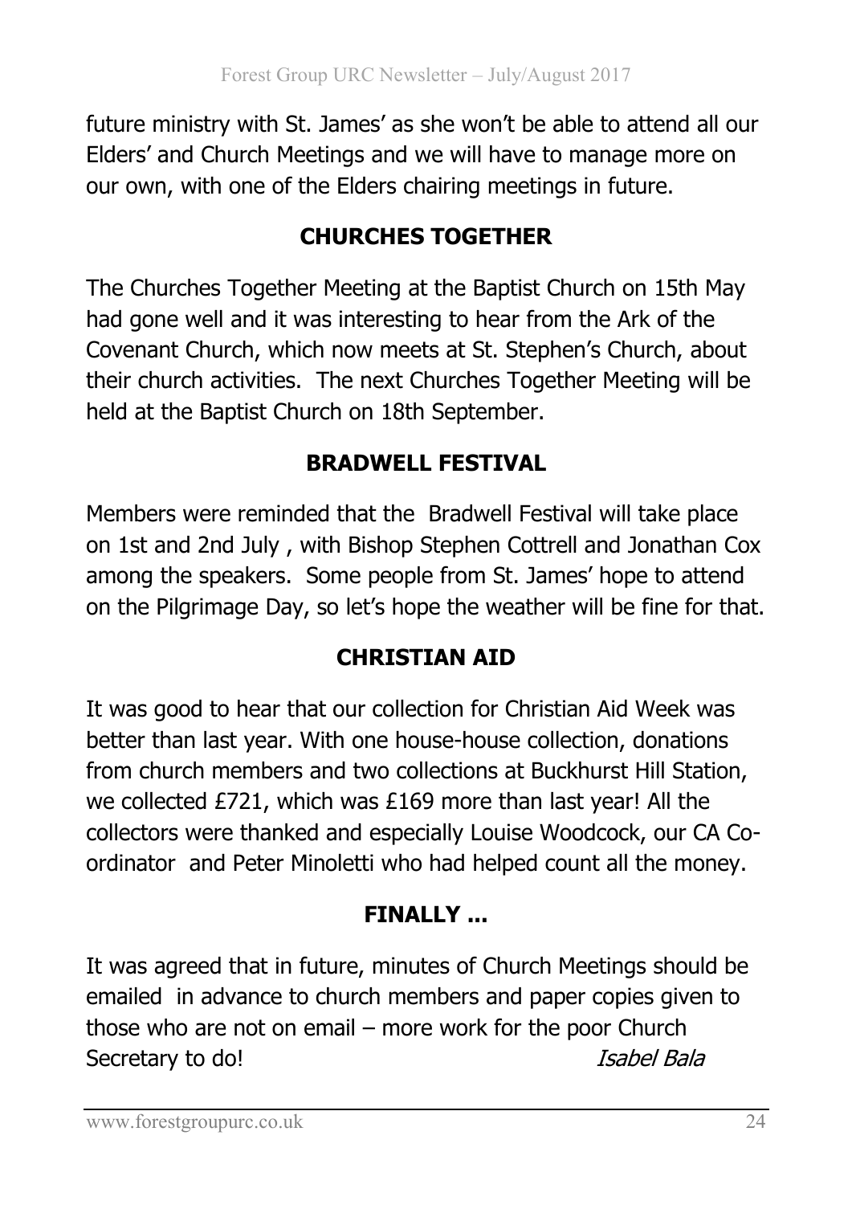future ministry with St. James' as she won't be able to attend all our Elders' and Church Meetings and we will have to manage more on our own, with one of the Elders chairing meetings in future.

## CHURCHES TOGETHER

The Churches Together Meeting at the Baptist Church on 15th May had gone well and it was interesting to hear from the Ark of the Covenant Church, which now meets at St. Stephen's Church, about their church activities. The next Churches Together Meeting will be held at the Baptist Church on 18th September.

## BRADWELL FESTIVAL

Members were reminded that the Bradwell Festival will take place on 1st and 2nd July , with Bishop Stephen Cottrell and Jonathan Cox among the speakers. Some people from St. James' hope to attend on the Pilgrimage Day, so let's hope the weather will be fine for that.

## CHRISTIAN AID

It was good to hear that our collection for Christian Aid Week was better than last year. With one house-house collection, donations from church members and two collections at Buckhurst Hill Station, we collected £721, which was £169 more than last year! All the collectors were thanked and especially Louise Woodcock, our CA Co-ordinator and Peter Minoletti who had helped count all the money.

## FINALLY ...

It was agreed that in future, minutes of Church Meetings should be emailed in advance to church members and paper copies given to those who are not on email – more work for the poor Church Secretary to do!

*Isabel Bala*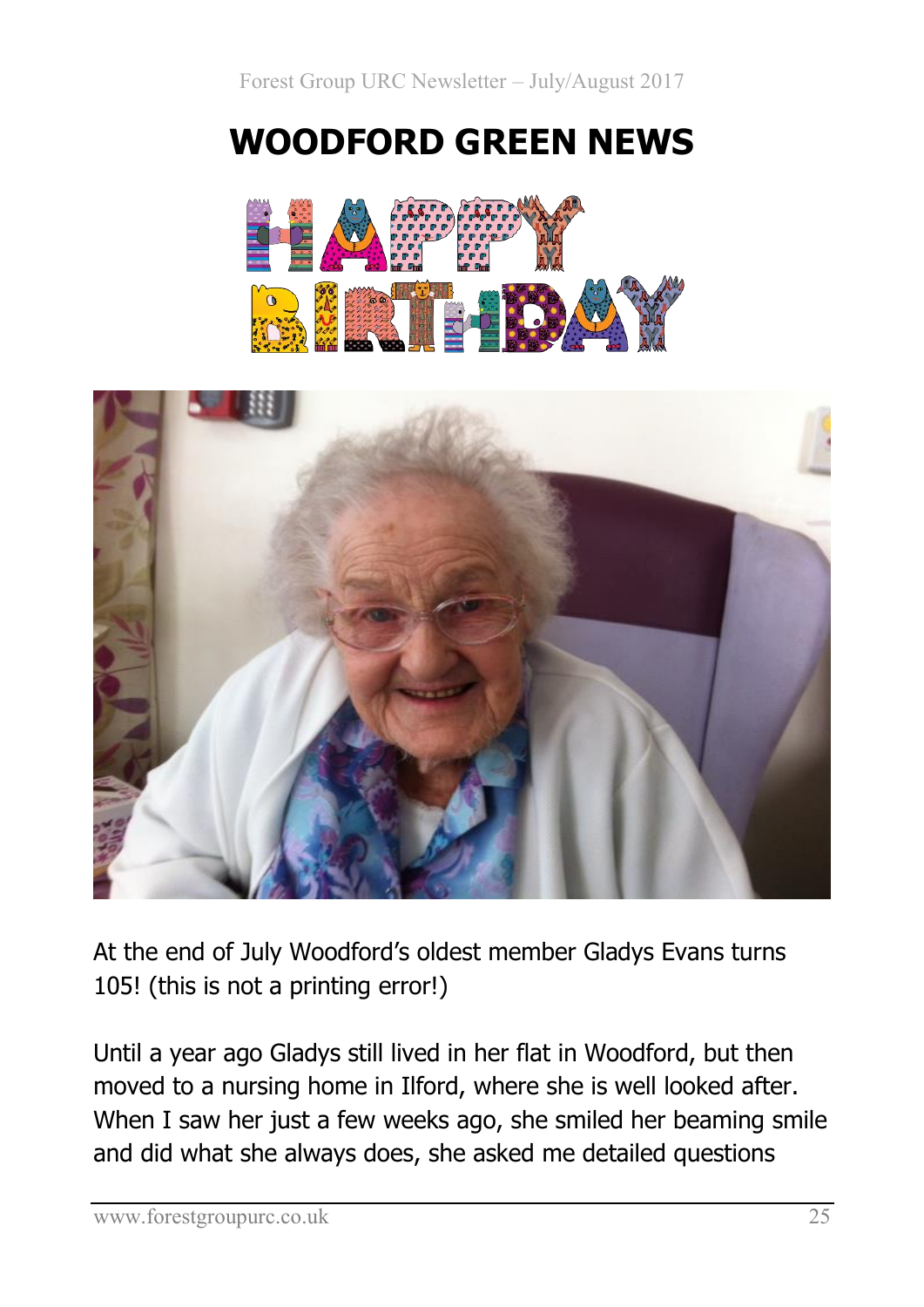# WOODFORD GREEN NEWS

At the end of July Woodford's oldest member Gladys Evans turns 105! (this is not a printing error!)

Until a year ago Gladys still lived in her flat in Woodford, but then moved to a nursing home in Ilford, where she is well looked after. When I saw her just a few weeks ago, she smiled her beaming smile and did what she always does, she asked me detailed questions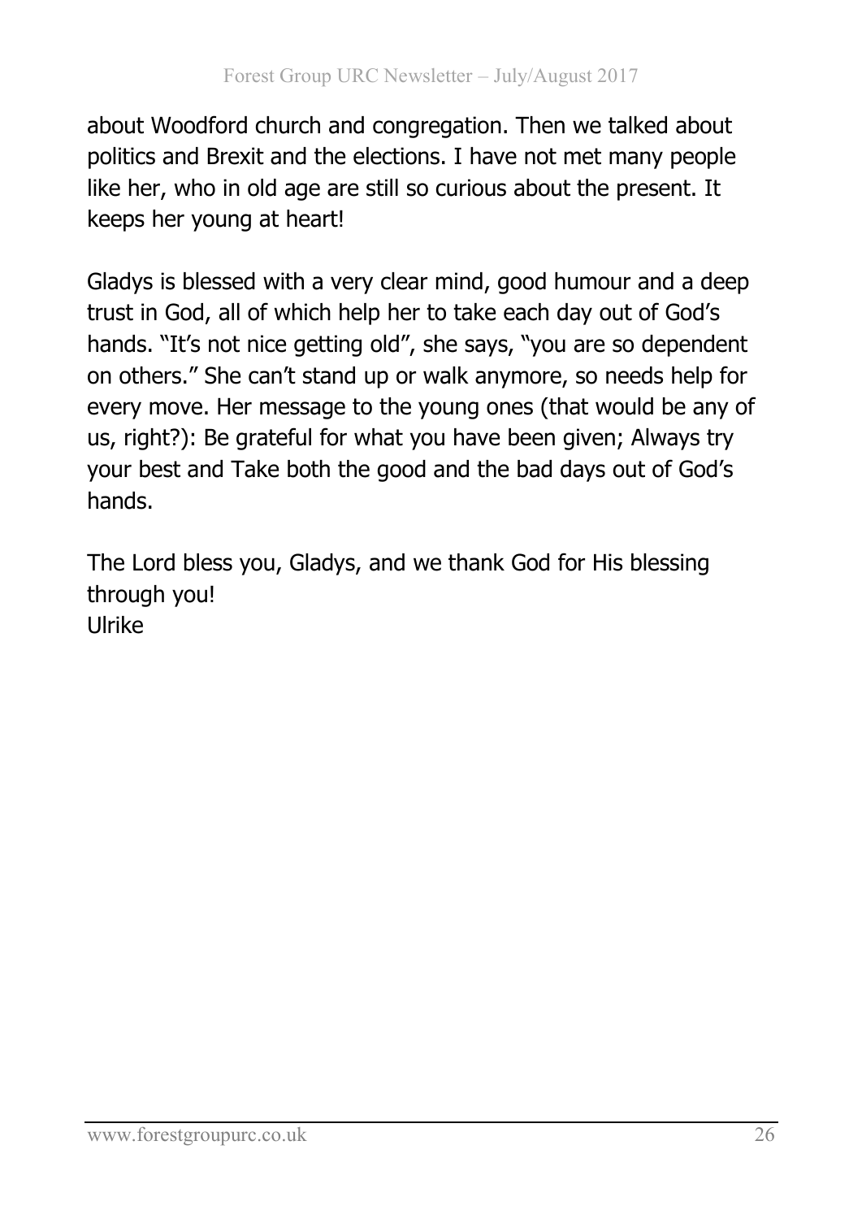about Woodford church and congregation. Then we talked about politics and Brexit and the elections. I have not met many people like her, who in old age are still so curious about the present. It keeps her young at heart!

Gladys is blessed with a very clear mind, good humour and a deep trust in God, all of which help her to take each day out of God's hands. "It's not nice getting old", she says, "you are so dependent on others." She can't stand up or walk anymore, so needs help for every move. Her message to the young ones (that would be any of us, right?): Be grateful for what you have been given; Always try your best and Take both the good and the bad days out of God's hands.

The Lord bless you, Gladys, and we thank God for His blessing through you!
Ulrike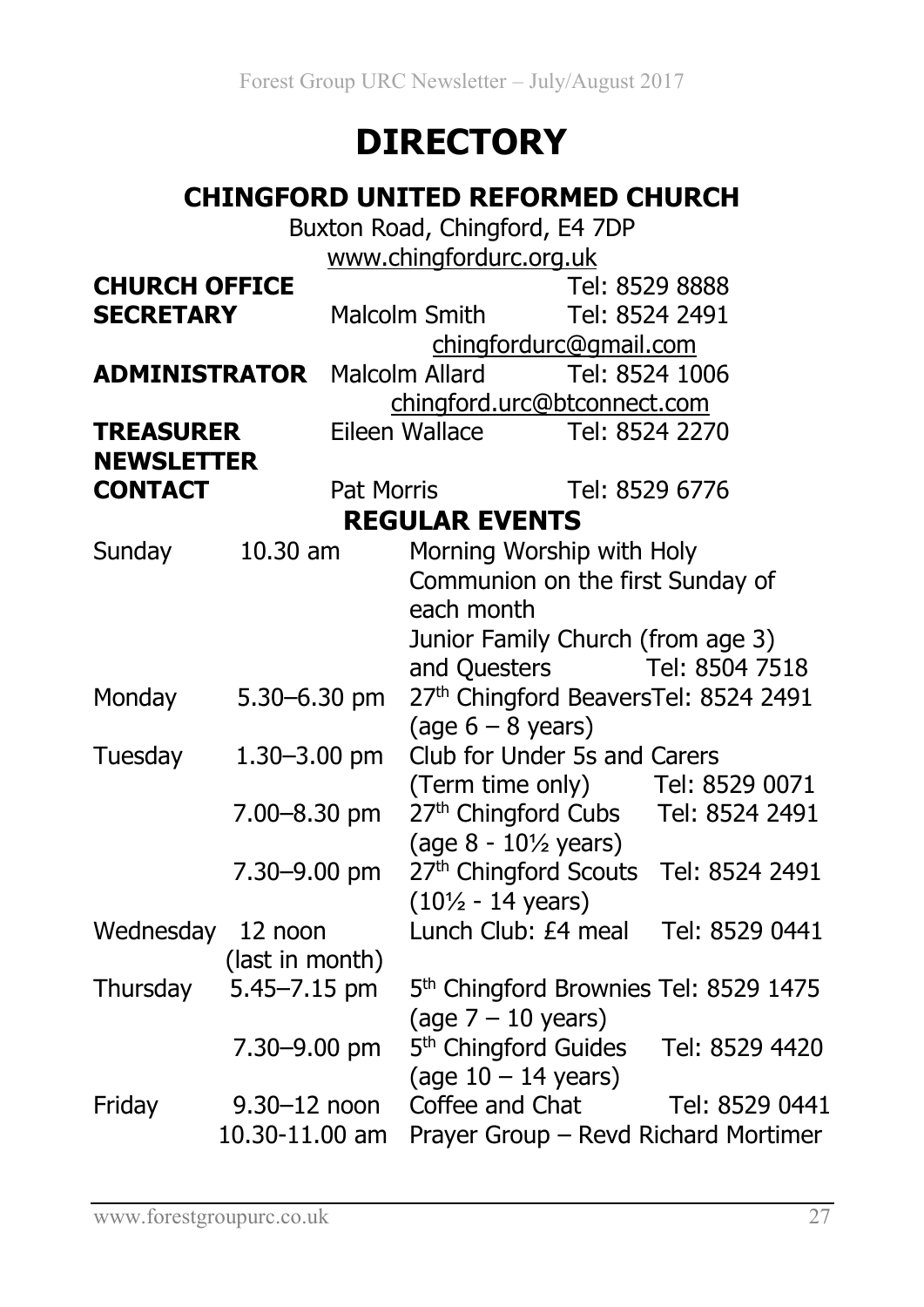# DIRECTORY

## CHINGFORD UNITED REFORMED CHURCH

Buxton Road, Chingford, E4 7DP

www.chingfordurc.org.uk

| | | |
|---|---|---|
| **CHURCH OFFICE** | | Tel: 8529 8888 |
| **SECRETARY** | Malcolm Smith | Tel: 8524 2491 |
| | chingfordurc@gmail.com | |
| **ADMINISTRATOR** | Malcolm Allard | Tel: 8524 1006 |
| | chingford.urc@btconnect.com | |
| **TREASURER** | Eileen Wallace | Tel: 8524 2270 |
| **NEWSLETTER CONTACT** | Pat Morris | Tel: 8529 6776 |

### REGULAR EVENTS

| | | | |
|---|---|---|---|
| Sunday | 10.30 am | Morning Worship with Holy Communion on the first Sunday of each month<br>Junior Family Church (from age 3) and Questers | Tel: 8504 7518 |
| Monday | 5.30–6.30 pm | 27th Chingford Beavers (age 6 – 8 years) | Tel: 8524 2491 |
| Tuesday | 1.30–3.00 pm | Club for Under 5s and Carers (Term time only) | Tel: 8529 0071 |
| | 7.00–8.30 pm | 27th Chingford Cubs (age 8 - 10½ years) | Tel: 8524 2491 |
| | 7.30–9.00 pm | 27th Chingford Scouts (10½ - 14 years) | Tel: 8524 2491 |
| Wednesday | 12 noon (last in month) | Lunch Club: £4 meal | Tel: 8529 0441 |
| Thursday | 5.45–7.15 pm | 5th Chingford Brownies (age 7 – 10 years) | Tel: 8529 1475 |
| | 7.30–9.00 pm | 5th Chingford Guides (age 10 – 14 years) | Tel: 8529 4420 |
| Friday | 9.30–12 noon | Coffee and Chat | Tel: 8529 0441 |
| | 10.30-11.00 am | Prayer Group – Revd Richard Mortimer | |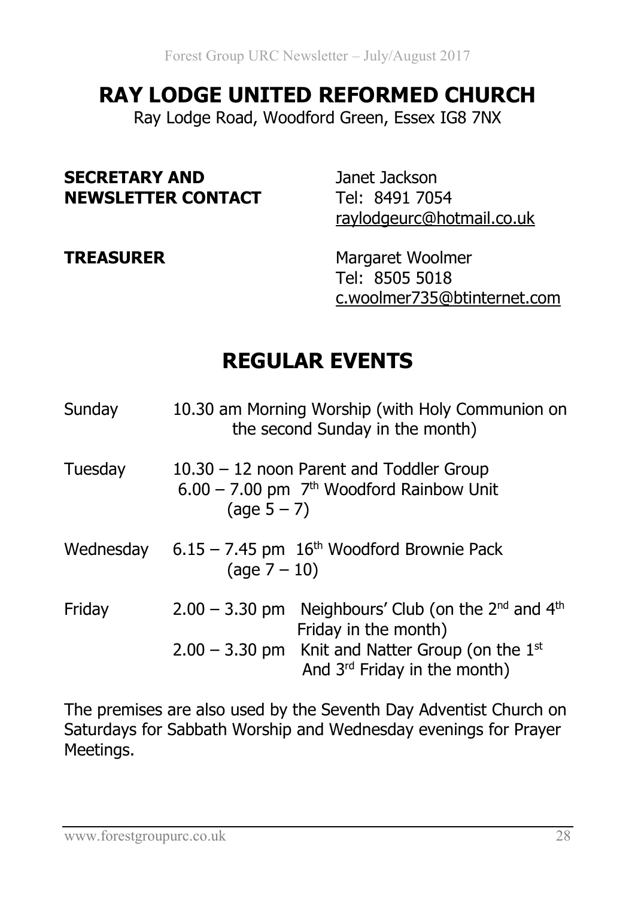# RAY LODGE UNITED REFORMED CHURCH

Ray Lodge Road, Woodford Green, Essex IG8 7NX

**SECRETARY AND NEWSLETTER CONTACT**
Janet Jackson
Tel: 8491 7054
raylodgeurc@hotmail.co.uk

**TREASURER**
Margaret Woolmer
Tel: 8505 5018
c.woolmer735@btinternet.com

## REGULAR EVENTS

| | |
|---|---|
| Sunday | 10.30 am Morning Worship (with Holy Communion on the second Sunday in the month) |
| Tuesday | 10.30 – 12 noon Parent and Toddler Group<br>6.00 – 7.00 pm 7th Woodford Rainbow Unit (age 5 – 7) |
| Wednesday | 6.15 – 7.45 pm 16th Woodford Brownie Pack (age 7 – 10) |
| Friday | 2.00 – 3.30 pm Neighbours' Club (on the 2nd and 4th Friday in the month)<br>2.00 – 3.30 pm Knit and Natter Group (on the 1st And 3rd Friday in the month) |

The premises are also used by the Seventh Day Adventist Church on Saturdays for Sabbath Worship and Wednesday evenings for Prayer Meetings.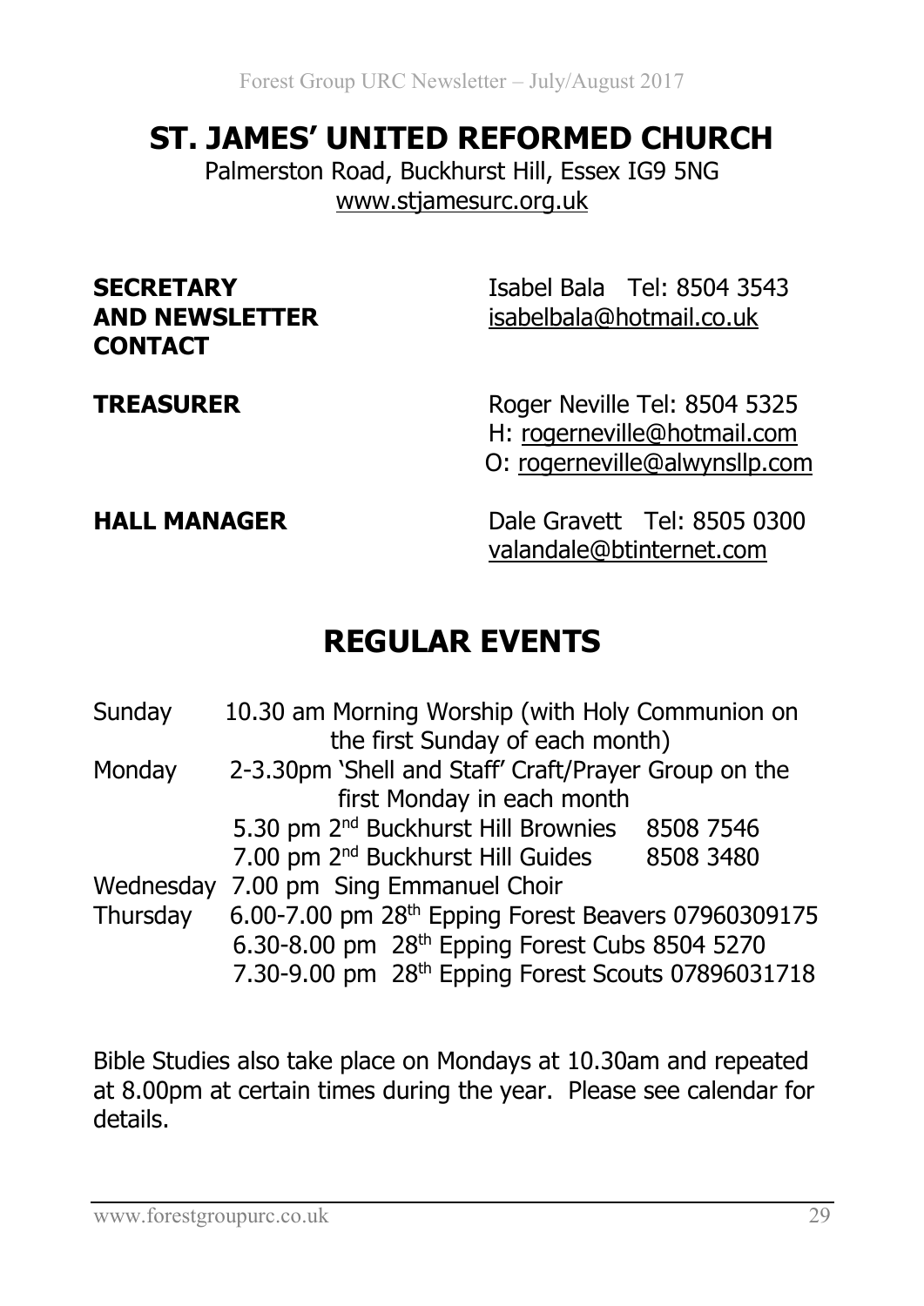# ST. JAMES' UNITED REFORMED CHURCH

Palmerston Road, Buckhurst Hill, Essex IG9 5NG
www.stjamesurc.org.uk

| | |
|---|---|
| **SECRETARY AND NEWSLETTER CONTACT** | Isabel Bala Tel: 8504 3543<br>isabelbala@hotmail.co.uk |
| **TREASURER** | Roger Neville Tel: 8504 5325<br>H: rogerneville@hotmail.com<br>O: rogerneville@alwynsllp.com |
| **HALL MANAGER** | Dale Gravett Tel: 8505 0300<br>valandale@btinternet.com |

# REGULAR EVENTS

| | |
|---|---|
| Sunday | 10.30 am Morning Worship (with Holy Communion on the first Sunday of each month) |
| Monday | 2-3.30pm 'Shell and Staff' Craft/Prayer Group on the first Monday in each month |
| | 5.30 pm 2nd Buckhurst Hill Brownies 8508 7546 |
| | 7.00 pm 2nd Buckhurst Hill Guides 8508 3480 |
| Wednesday | 7.00 pm Sing Emmanuel Choir |
| Thursday | 6.00-7.00 pm 28th Epping Forest Beavers 07960309175 |
| | 6.30-8.00 pm 28th Epping Forest Cubs 8504 5270 |
| | 7.30-9.00 pm 28th Epping Forest Scouts 07896031718 |

Bible Studies also take place on Mondays at 10.30am and repeated at 8.00pm at certain times during the year. Please see calendar for details.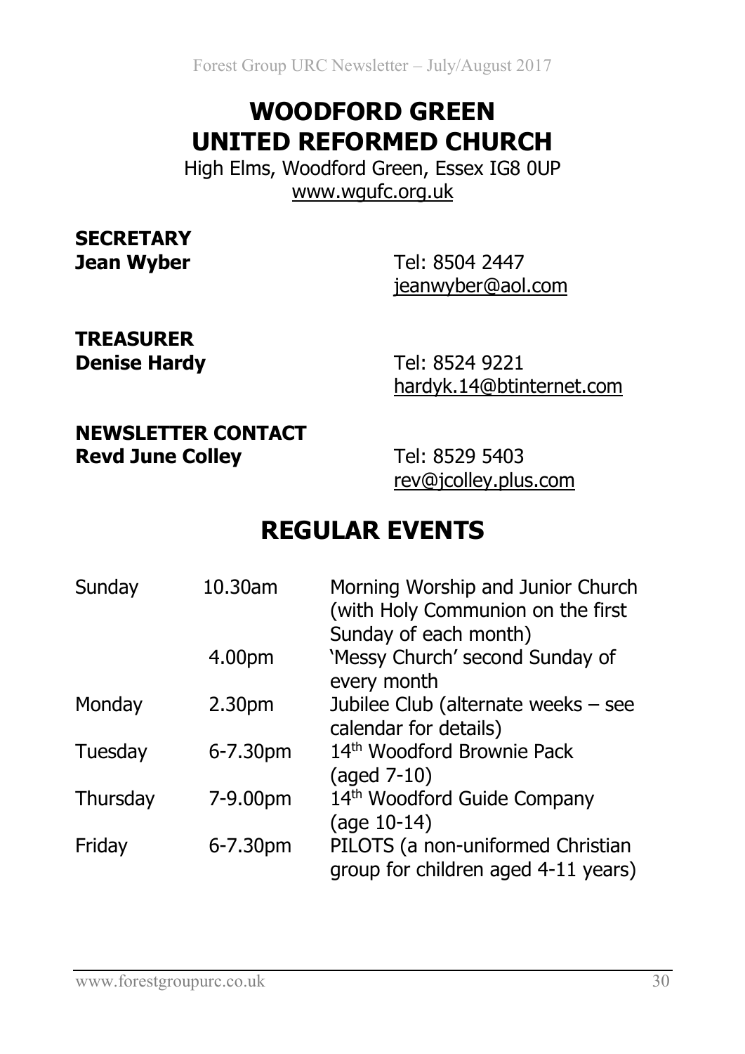# WOODFORD GREEN UNITED REFORMED CHURCH

High Elms, Woodford Green, Essex IG8 0UP
www.wgufc.org.uk

**SECRETARY**
**Jean Wyber** Tel: 8504 2447
jeanwyber@aol.com

**TREASURER**
**Denise Hardy** Tel: 8524 9221
hardyk.14@btinternet.com

**NEWSLETTER CONTACT**
**Revd June Colley** Tel: 8529 5403
rev@jcolley.plus.com

## REGULAR EVENTS

| | | |
|---|---|---|
| Sunday | 10.30am | Morning Worship and Junior Church (with Holy Communion on the first Sunday of each month) |
| | 4.00pm | 'Messy Church' second Sunday of every month |
| Monday | 2.30pm | Jubilee Club (alternate weeks – see calendar for details) |
| Tuesday | 6-7.30pm | 14th Woodford Brownie Pack (aged 7-10) |
| Thursday | 7-9.00pm | 14th Woodford Guide Company (age 10-14) |
| Friday | 6-7.30pm | PILOTS (a non-uniformed Christian group for children aged 4-11 years) |